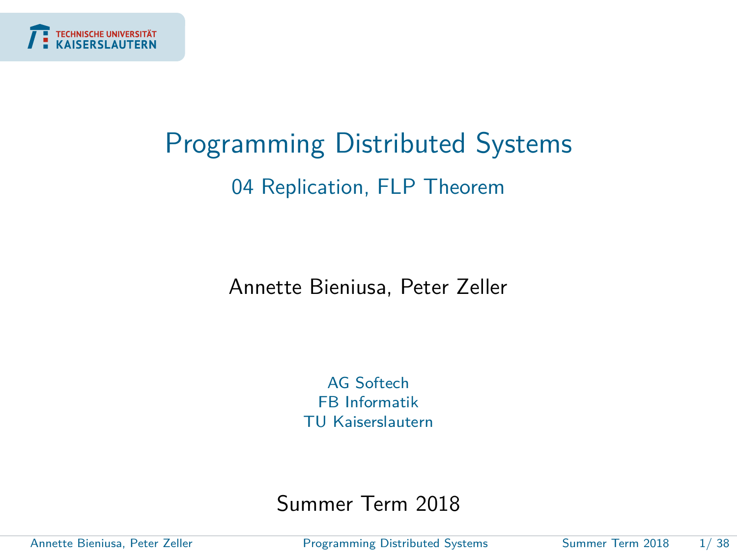# Programming Distributed Systems

## 04 Replication, FLP Theorem

Annette Bieniusa, Peter Zeller

AG Softech
FB Informatik
TU Kaiserslautern

Summer Term 2018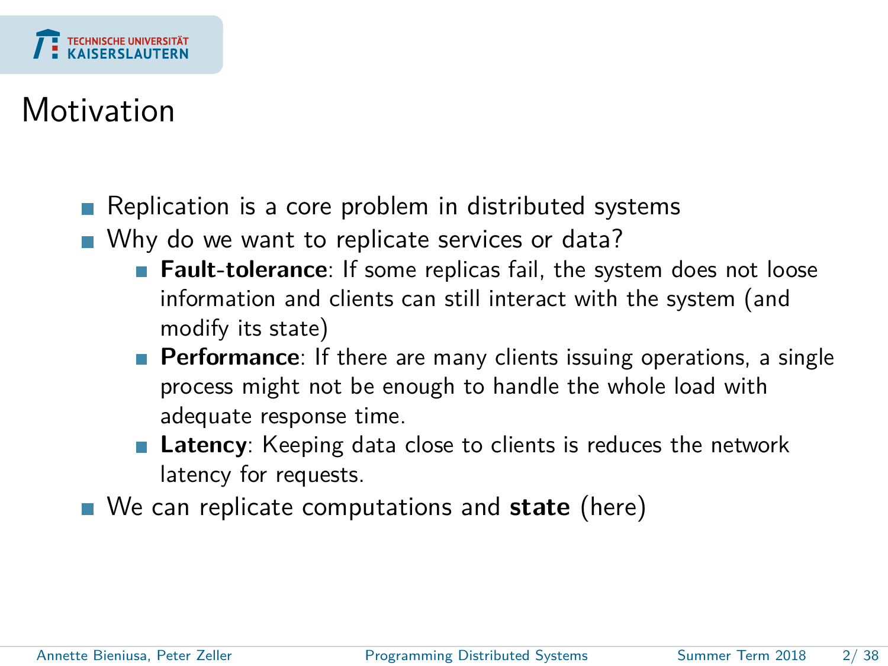# Motivation

- Replication is a core problem in distributed systems
- Why do we want to replicate services or data?
  - **Fault-tolerance**: If some replicas fail, the system does not loose information and clients can still interact with the system (and modify its state)
  - **Performance**: If there are many clients issuing operations, a single process might not be enough to handle the whole load with adequate response time.
  - **Latency**: Keeping data close to clients is reduces the network latency for requests.
- We can replicate computations and **state** (here)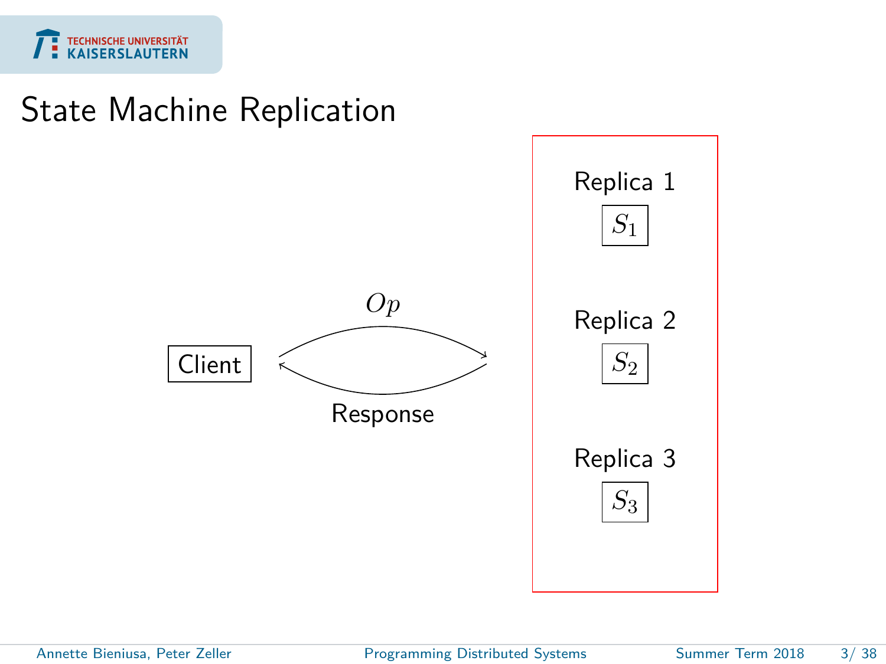# State Machine Replication

Client

$Op$

Response

Replica 1

$S_1$

Replica 2

$S_2$

Replica 3

$S_3$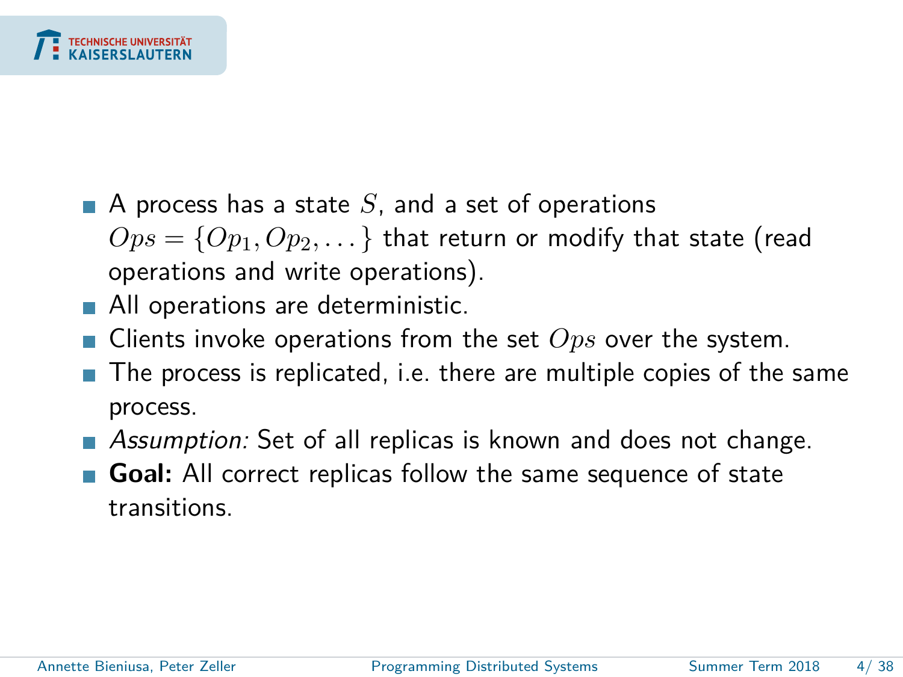- A process has a state $S$, and a set of operations $Ops = \{Op_1, Op_2, \dots\}$ that return or modify that state (read operations and write operations).
- All operations are deterministic.
- Clients invoke operations from the set $Ops$ over the system.
- The process is replicated, i.e. there are multiple copies of the same process.
- *Assumption:* Set of all replicas is known and does not change.
- **Goal:** All correct replicas follow the same sequence of state transitions.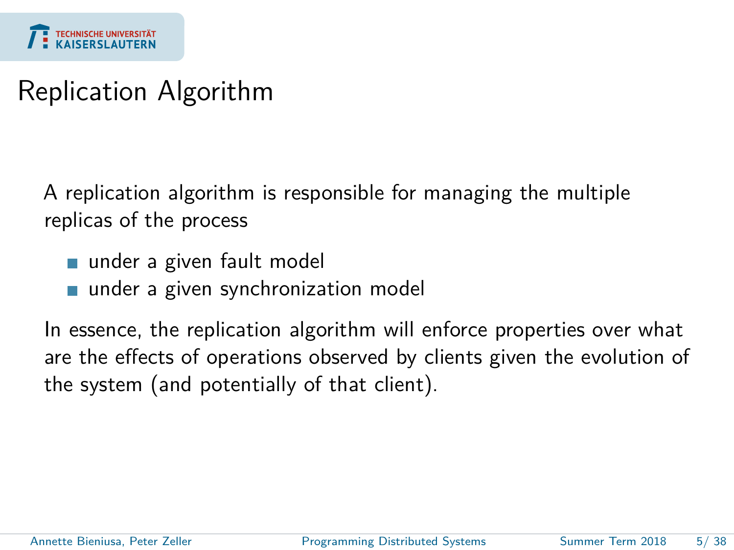# Replication Algorithm

A replication algorithm is responsible for managing the multiple replicas of the process

- under a given fault model
- under a given synchronization model

In essence, the replication algorithm will enforce properties over what are the effects of operations observed by clients given the evolution of the system (and potentially of that client).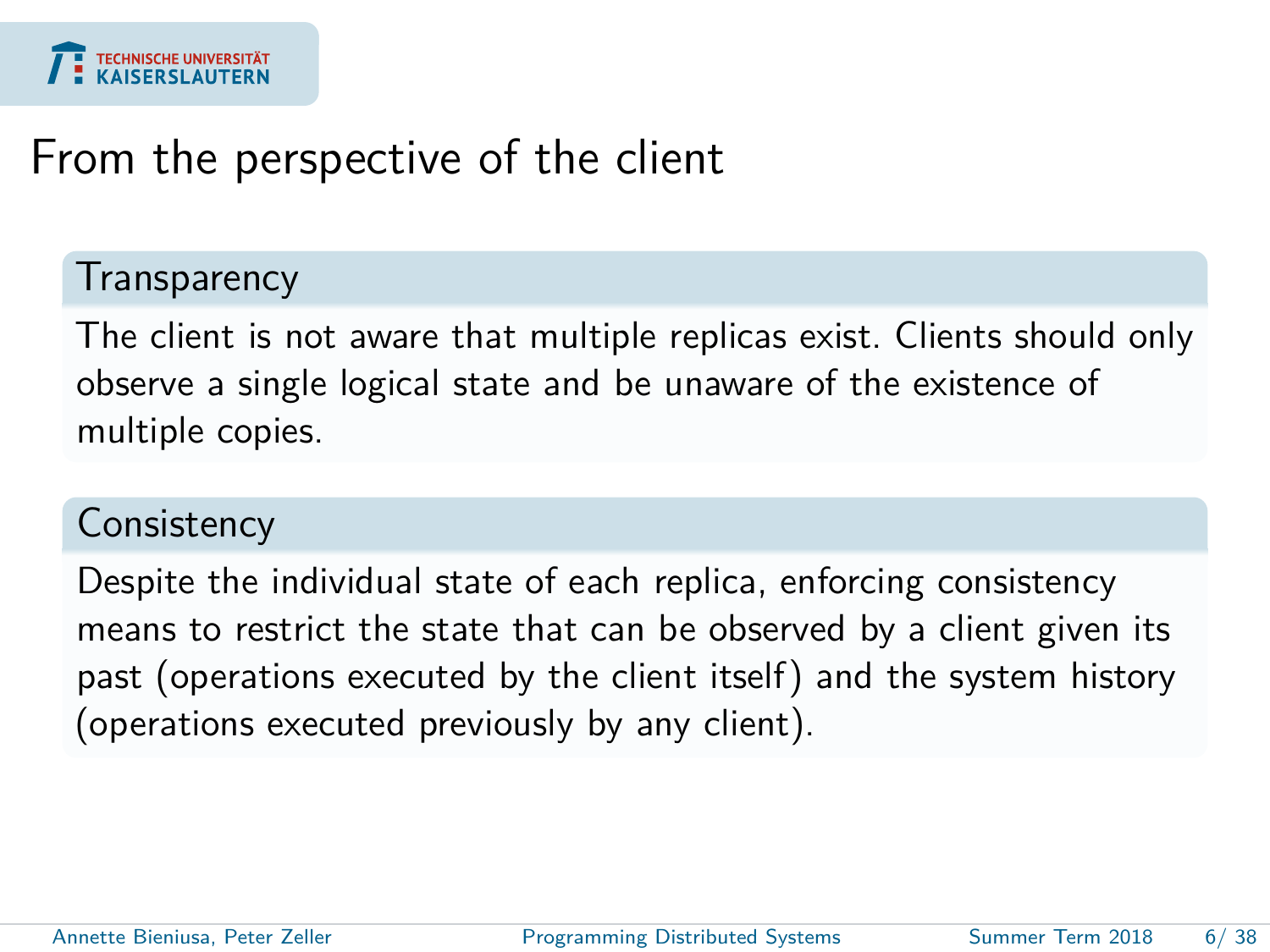# From the perspective of the client

## Transparency

The client is not aware that multiple replicas exist. Clients should only observe a single logical state and be unaware of the existence of multiple copies.

## Consistency

Despite the individual state of each replica, enforcing consistency means to restrict the state that can be observed by a client given its past (operations executed by the client itself) and the system history (operations executed previously by any client).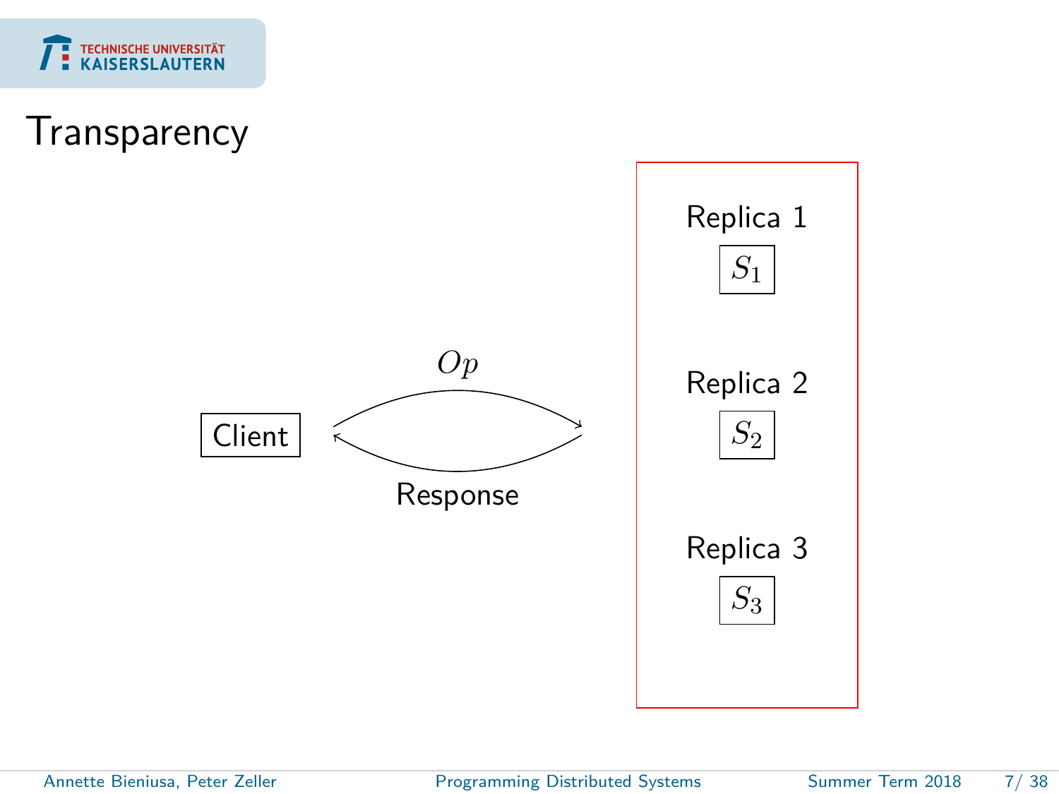# Transparency

Client

$Op$

Response

Replica 1

$S_1$

Replica 2

$S_2$

Replica 3

$S_3$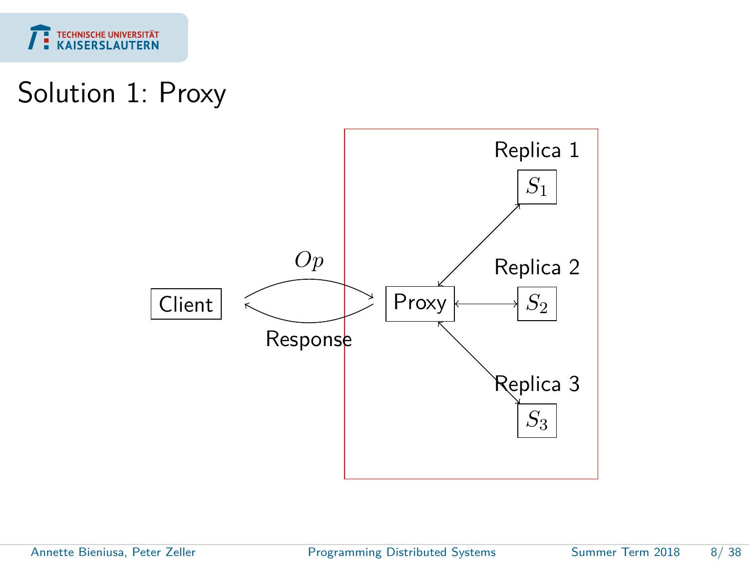# Solution 1: Proxy

Client

$Op$

Response

Proxy

Replica 1

$S_1$

Replica 2

$S_2$

Replica 3

$S_3$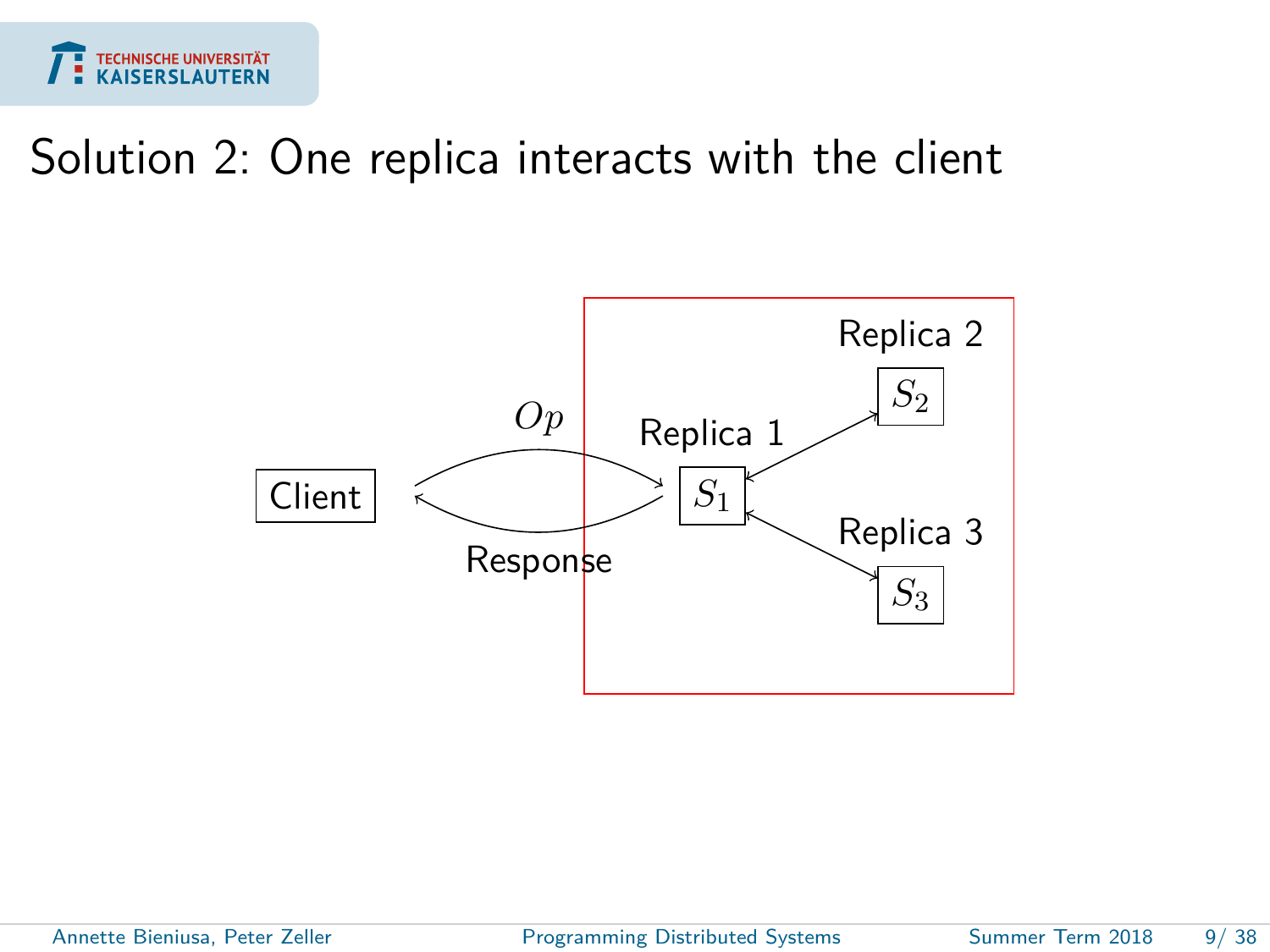# Solution 2: One replica interacts with the client

Client

$Op$

Response

Replica 1

$S_1$

Replica 2

$S_2$

Replica 3

$S_3$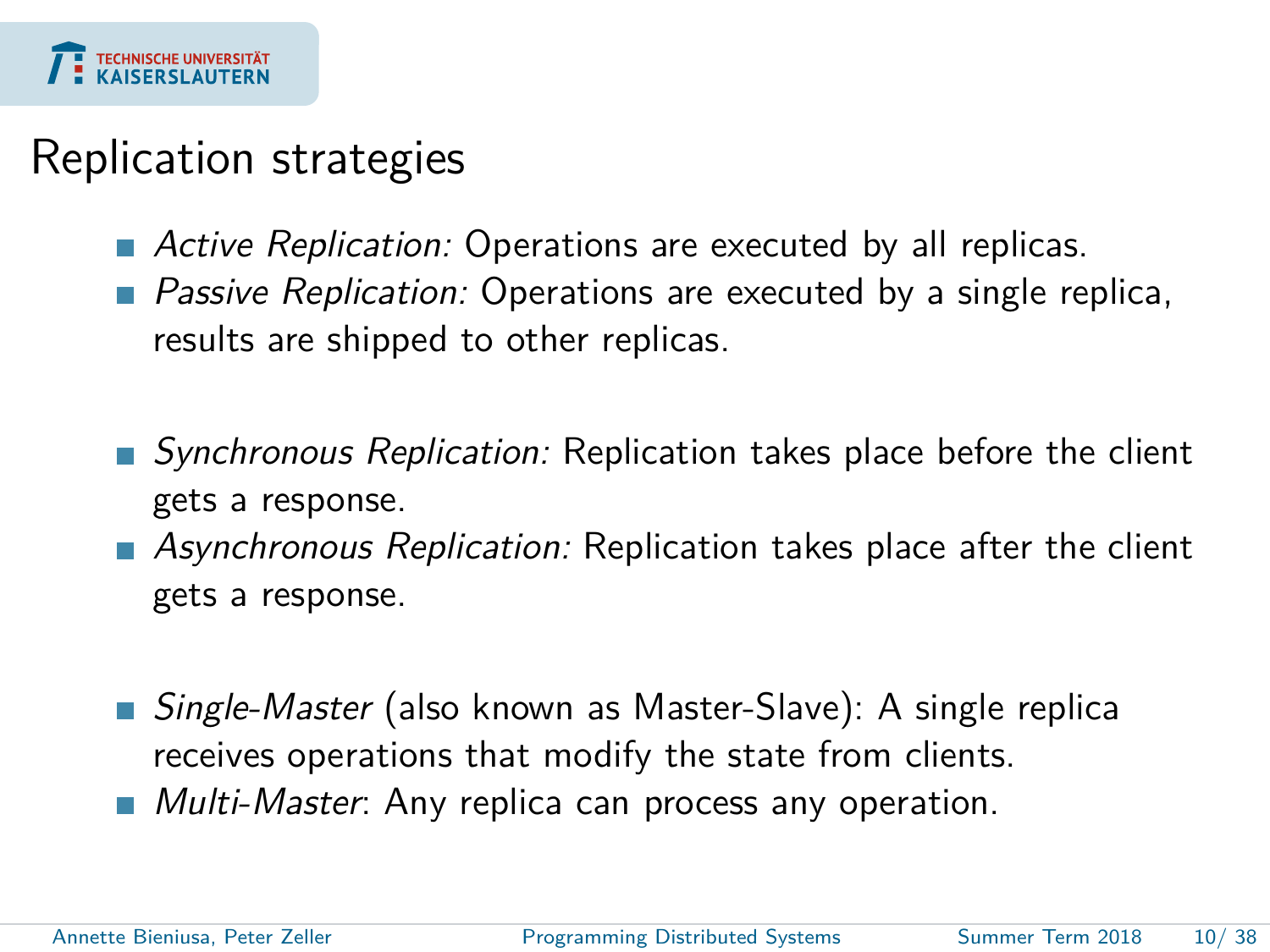# Replication strategies

- *Active Replication:* Operations are executed by all replicas.
- *Passive Replication:* Operations are executed by a single replica, results are shipped to other replicas.

- *Synchronous Replication:* Replication takes place before the client gets a response.
- *Asynchronous Replication:* Replication takes place after the client gets a response.

- *Single-Master* (also known as Master-Slave): A single replica receives operations that modify the state from clients.
- *Multi-Master*: Any replica can process any operation.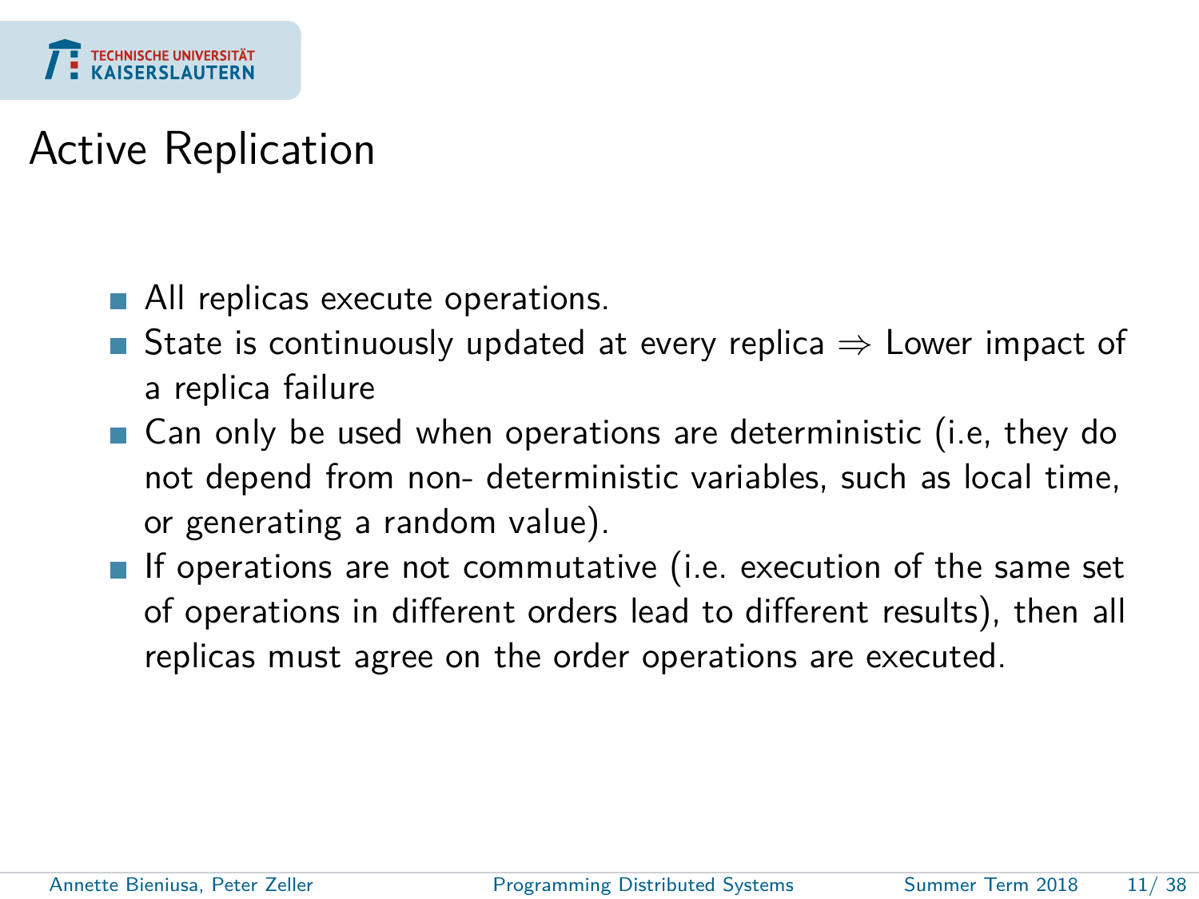# Active Replication

- All replicas execute operations.
- State is continuously updated at every replica $\Rightarrow$ Lower impact of a replica failure
- Can only be used when operations are deterministic (i.e, they do not depend from non- deterministic variables, such as local time, or generating a random value).
- If operations are not commutative (i.e. execution of the same set of operations in different orders lead to different results), then all replicas must agree on the order operations are executed.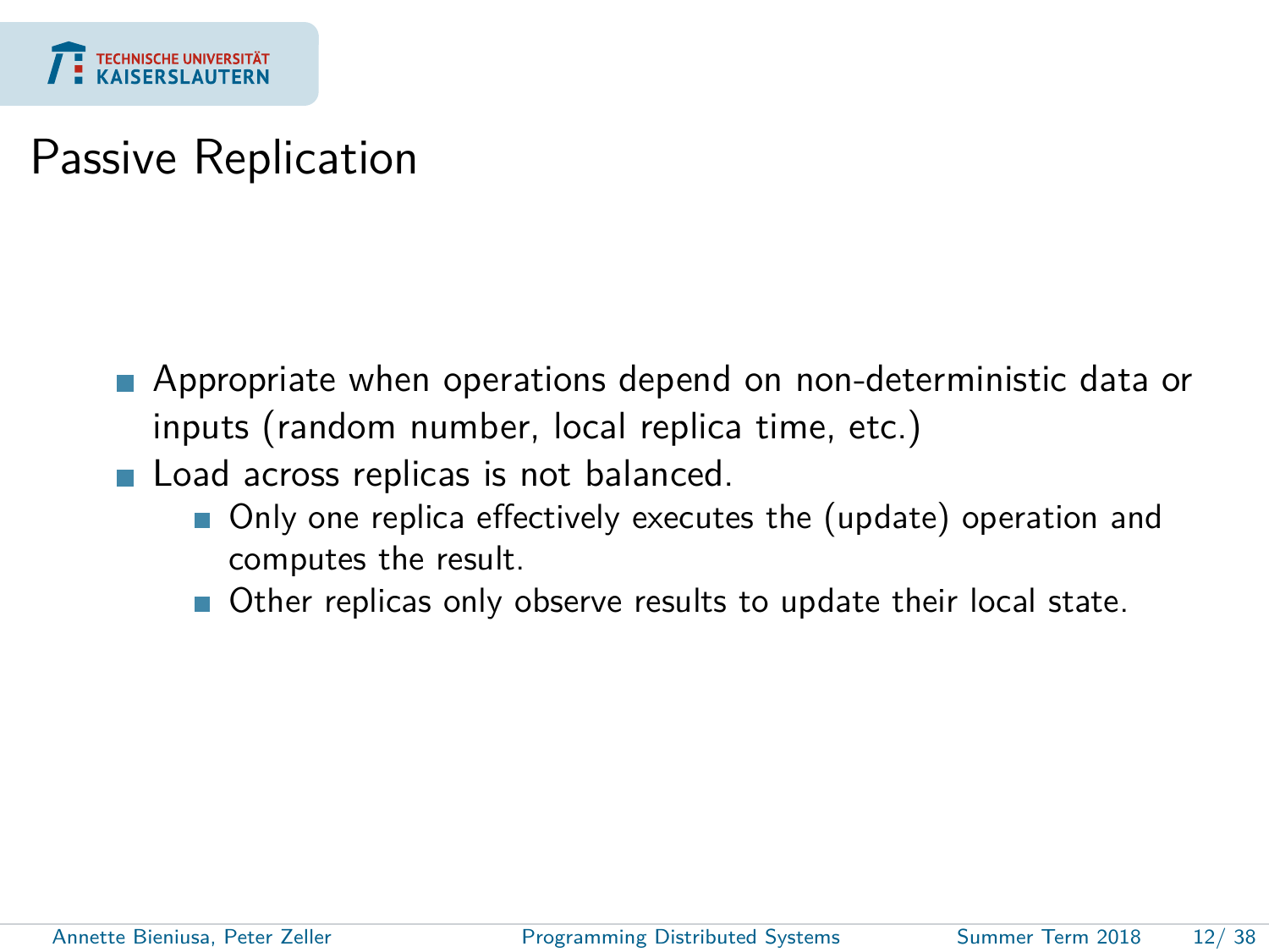# Passive Replication

- Appropriate when operations depend on non-deterministic data or inputs (random number, local replica time, etc.)
- Load across replicas is not balanced.
  - Only one replica effectively executes the (update) operation and computes the result.
  - Other replicas only observe results to update their local state.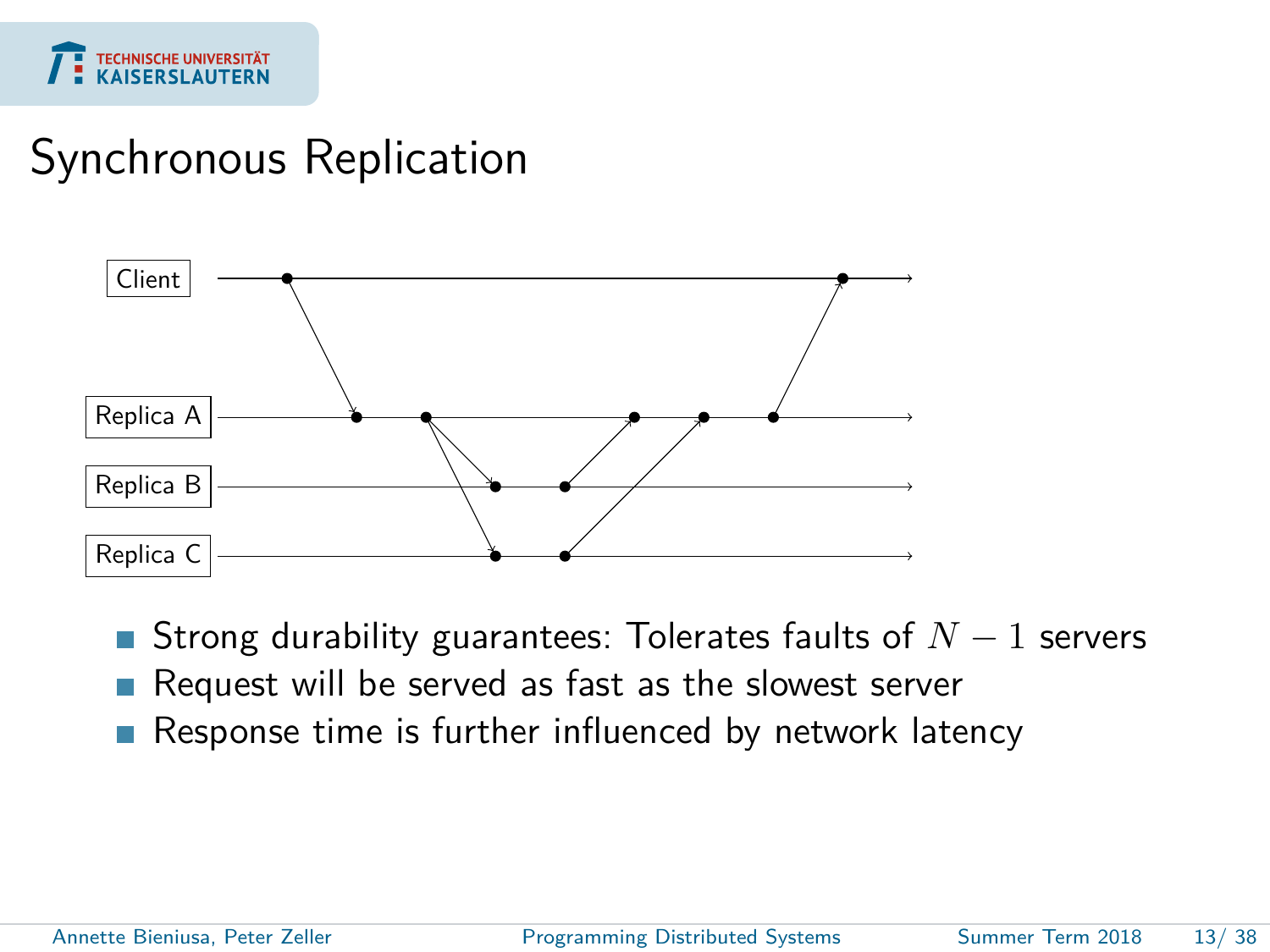# Synchronous Replication

- Strong durability guarantees: Tolerates faults of $N-1$ servers
- Request will be served as fast as the slowest server
- Response time is further influenced by network latency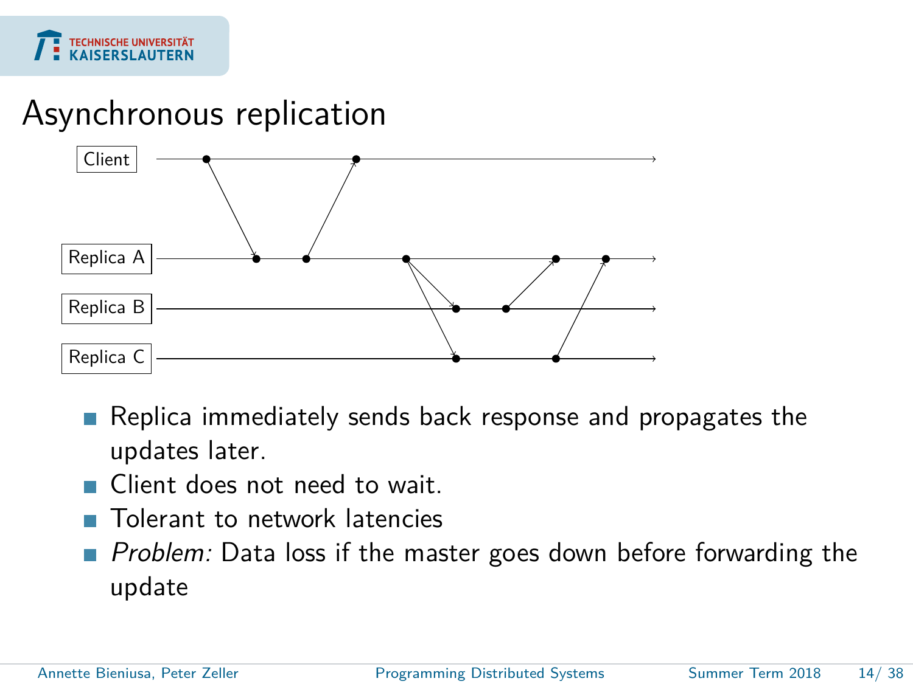# Asynchronous replication

Client

Replica A

Replica B

Replica C

- Replica immediately sends back response and propagates the updates later.
- Client does not need to wait.
- Tolerant to network latencies
- *Problem:* Data loss if the master goes down before forwarding the update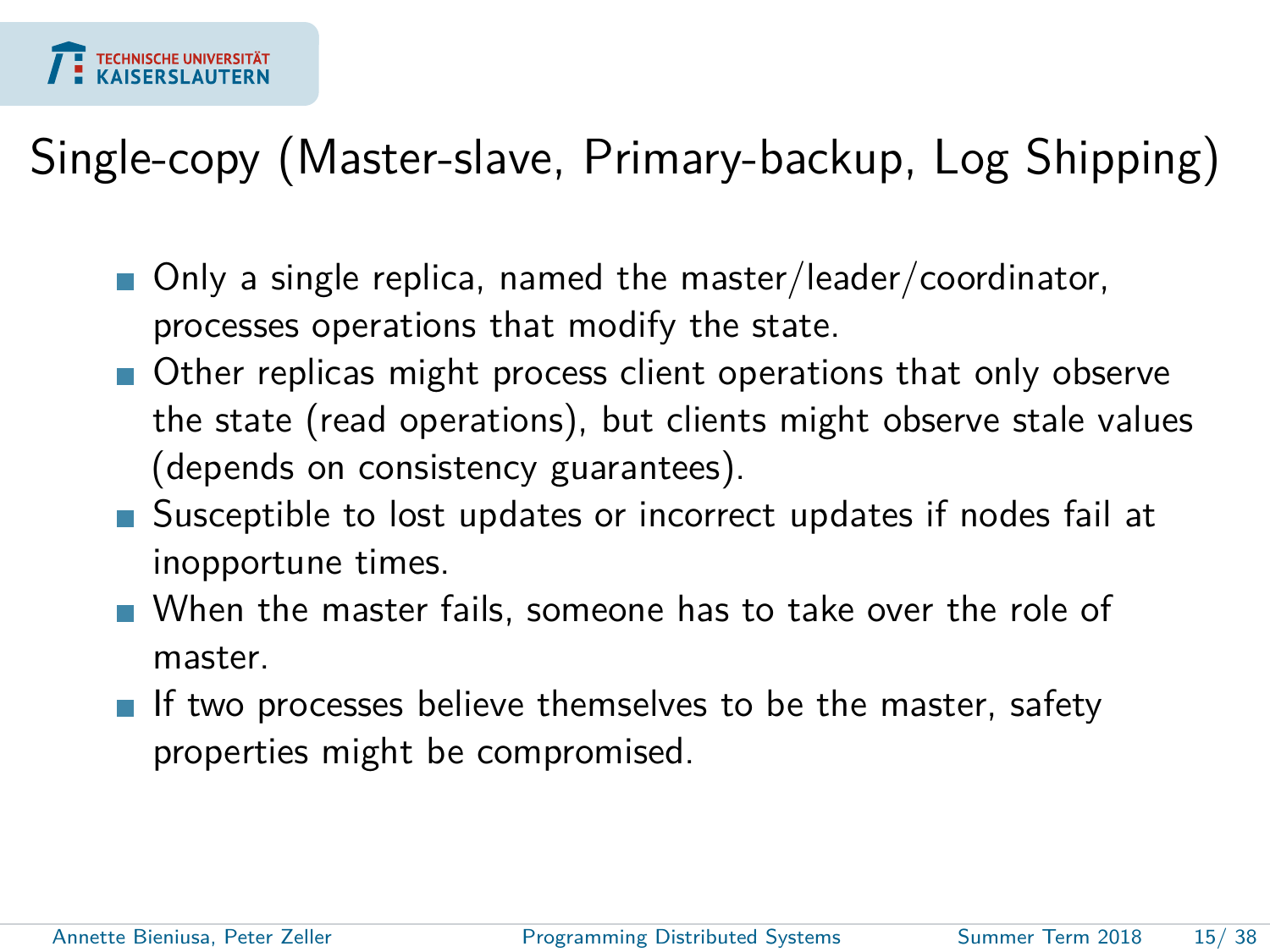# Single-copy (Master-slave, Primary-backup, Log Shipping)

- Only a single replica, named the master/leader/coordinator, processes operations that modify the state.
- Other replicas might process client operations that only observe the state (read operations), but clients might observe stale values (depends on consistency guarantees).
- Susceptible to lost updates or incorrect updates if nodes fail at inopportune times.
- When the master fails, someone has to take over the role of master.
- If two processes believe themselves to be the master, safety properties might be compromised.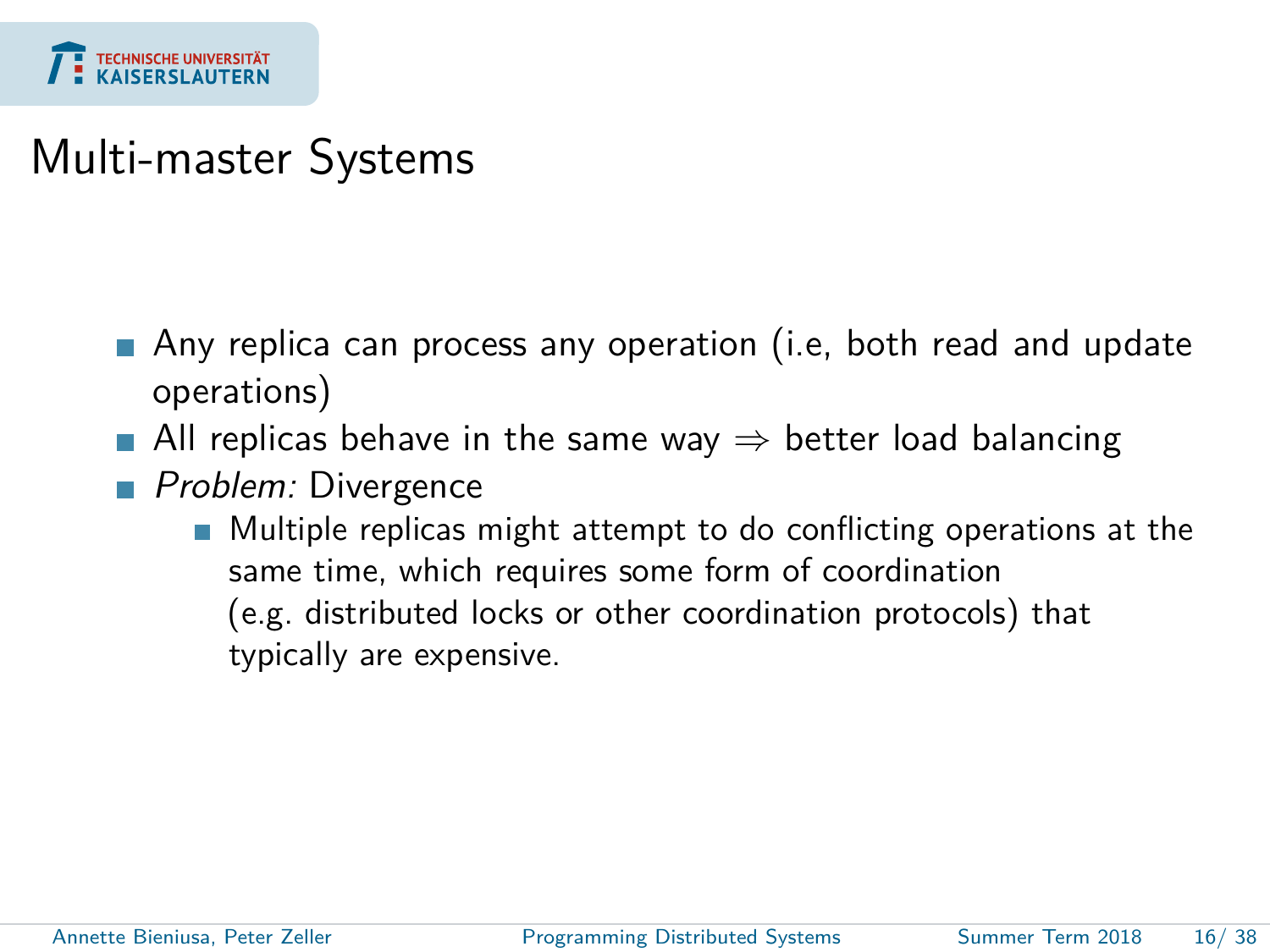# Multi-master Systems

- Any replica can process any operation (i.e, both read and update operations)
- All replicas behave in the same way $\Rightarrow$ better load balancing
- *Problem:* Divergence
  - Multiple replicas might attempt to do conflicting operations at the same time, which requires some form of coordination (e.g. distributed locks or other coordination protocols) that typically are expensive.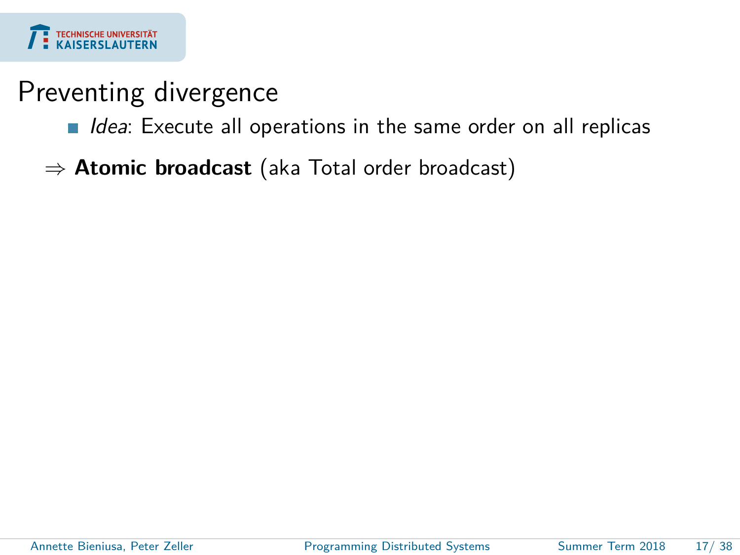# Preventing divergence

- *Idea*: Execute all operations in the same order on all replicas

$\Rightarrow$ **Atomic broadcast** (aka Total order broadcast)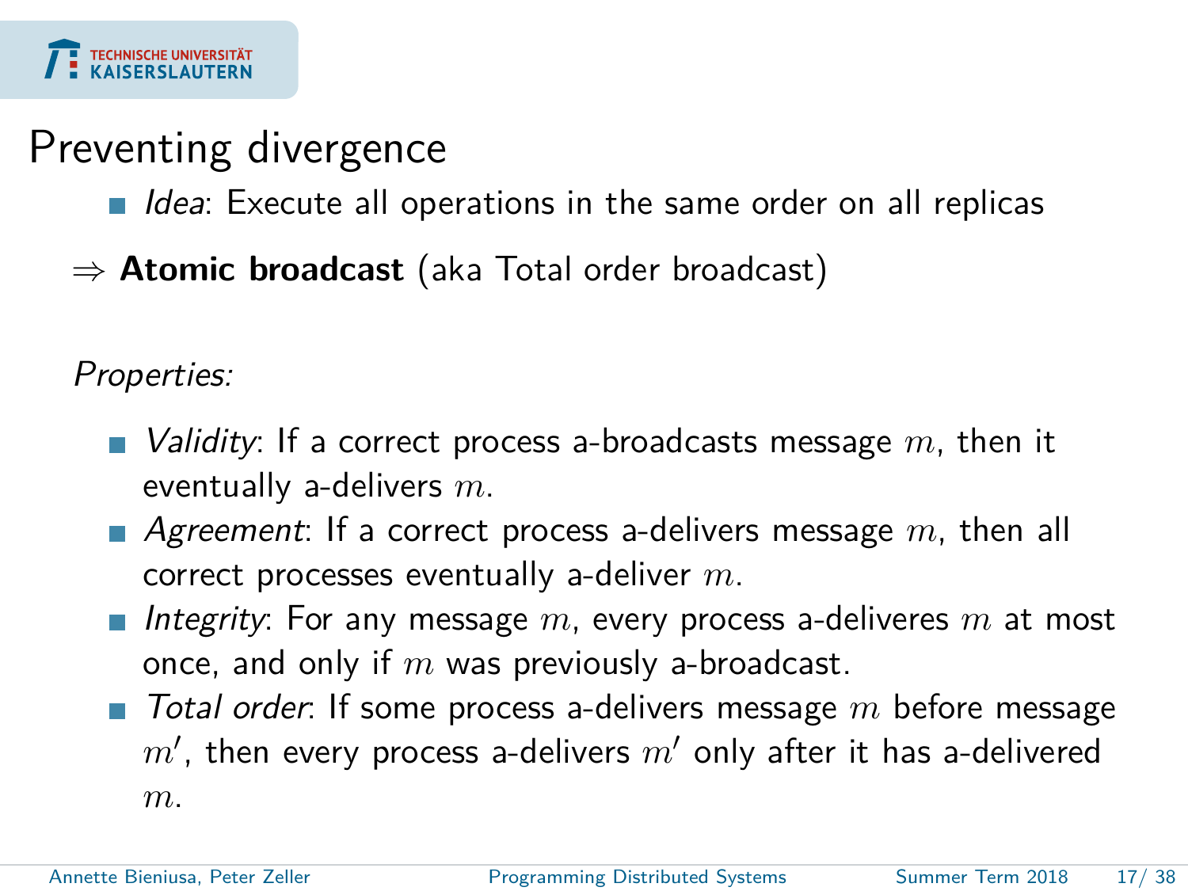# Preventing divergence

- *Idea*: Execute all operations in the same order on all replicas

$\Rightarrow$ **Atomic broadcast** (aka Total order broadcast)

*Properties:*

- *Validity*: If a correct process a-broadcasts message $m$, then it eventually a-delivers $m$.
- *Agreement*: If a correct process a-delivers message $m$, then all correct processes eventually a-deliver $m$.
- *Integrity*: For any message $m$, every process a-deliveres $m$ at most once, and only if $m$ was previously a-broadcast.
- *Total order*: If some process a-delivers message $m$ before message $m'$, then every process a-delivers $m'$ only after it has a-delivered $m$.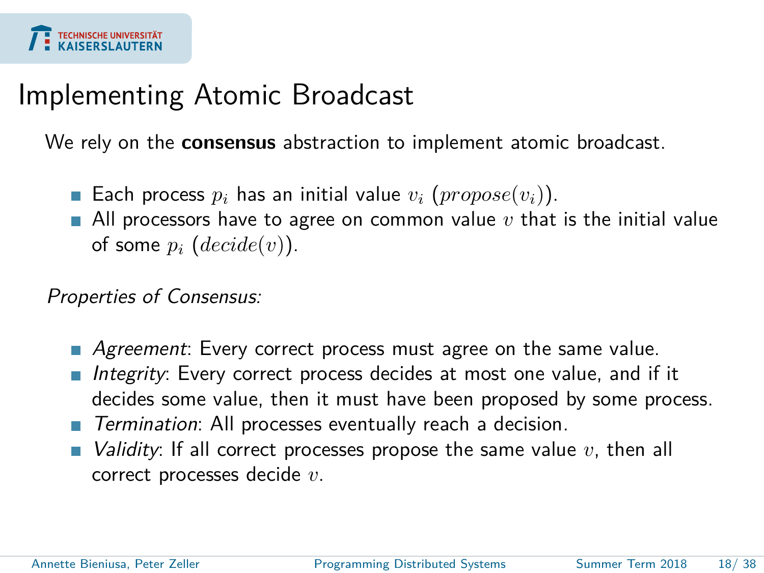# Implementing Atomic Broadcast

We rely on the **consensus** abstraction to implement atomic broadcast.

- Each process $p_i$ has an initial value $v_i$ ($propose(v_i)$).
- All processors have to agree on common value $v$ that is the initial value of some $p_i$ ($decide(v)$).

*Properties of Consensus:*

- *Agreement*: Every correct process must agree on the same value.
- *Integrity*: Every correct process decides at most one value, and if it decides some value, then it must have been proposed by some process.
- *Termination*: All processes eventually reach a decision.
- *Validity*: If all correct processes propose the same value $v$, then all correct processes decide $v$.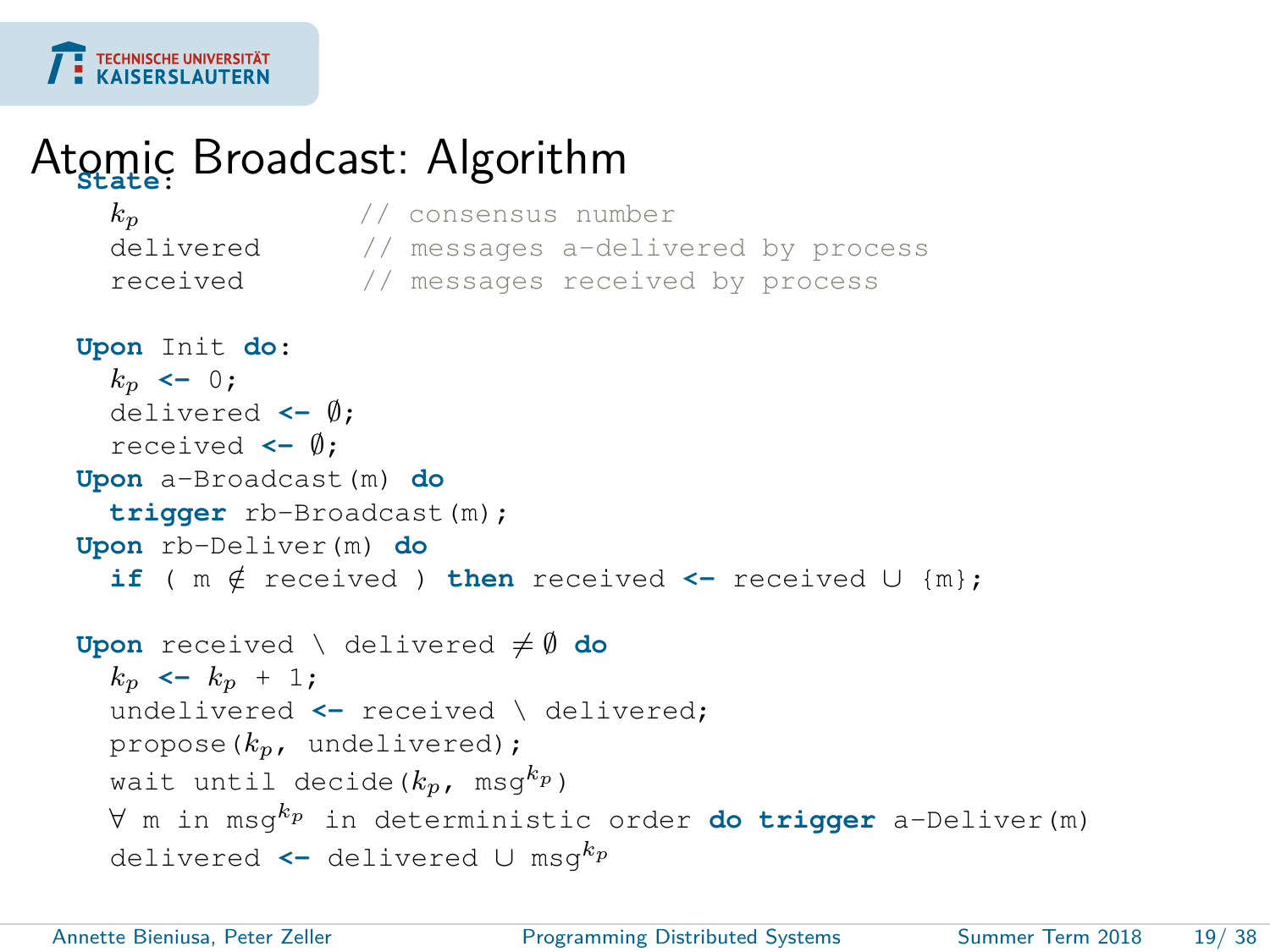# Atomic Broadcast: Algorithm

```
State:
  k_p              // consensus number
  delivered        // messages a-delivered by process
  received         // messages received by process

Upon Init do:
  k_p <- 0;
  delivered <- ∅;
  received <- ∅;
Upon a-Broadcast(m) do
  trigger rb-Broadcast(m);
Upon rb-Deliver(m) do
  if ( m ∉ received ) then received <- received ∪ {m};

Upon received \ delivered ≠ ∅ do
  k_p <- k_p + 1;
  undelivered <- received \ delivered;
  propose(k_p, undelivered);
  wait until decide(k_p, msg^{k_p})
  ∀ m in msg^{k_p} in deterministic order do trigger a-Deliver(m)
  delivered <- delivered ∪ msg^{k_p}
```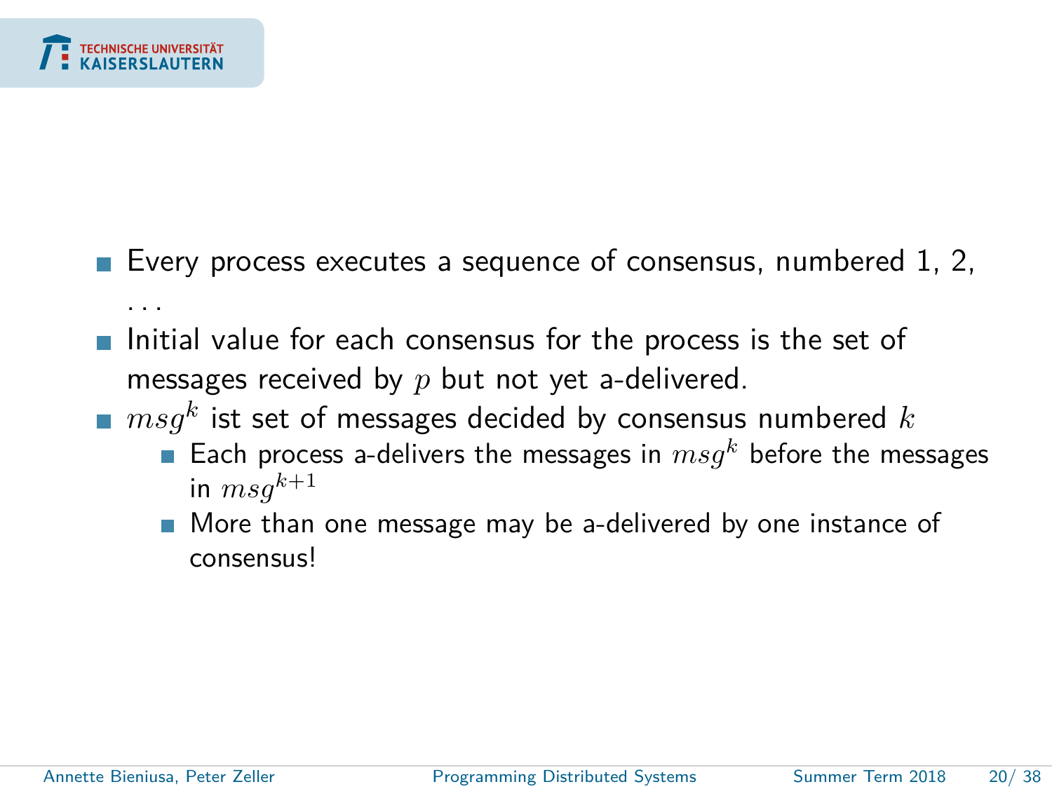- Every process executes a sequence of consensus, numbered 1, 2, ...
- Initial value for each consensus for the process is the set of messages received by $p$ but not yet a-delivered.
- $msg^k$ ist set of messages decided by consensus numbered $k$
  - Each process a-delivers the messages in $msg^k$ before the messages in $msg^{k+1}$
  - More than one message may be a-delivered by one instance of consensus!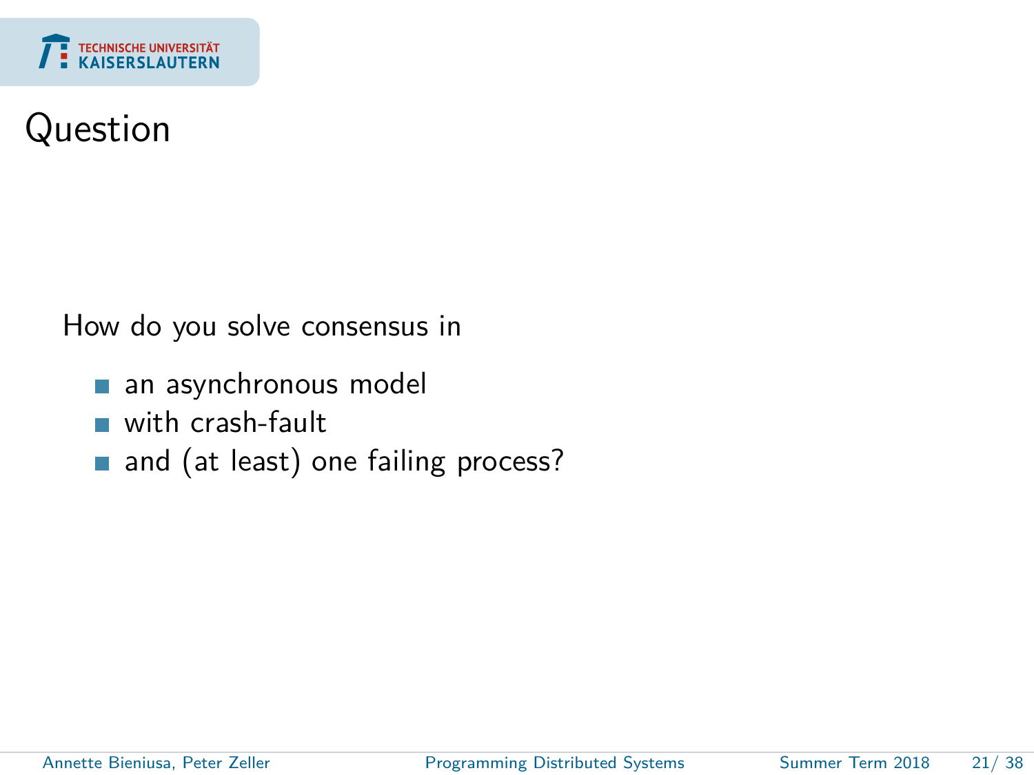# Question

How do you solve consensus in

- an asynchronous model
- with crash-fault
- and (at least) one failing process?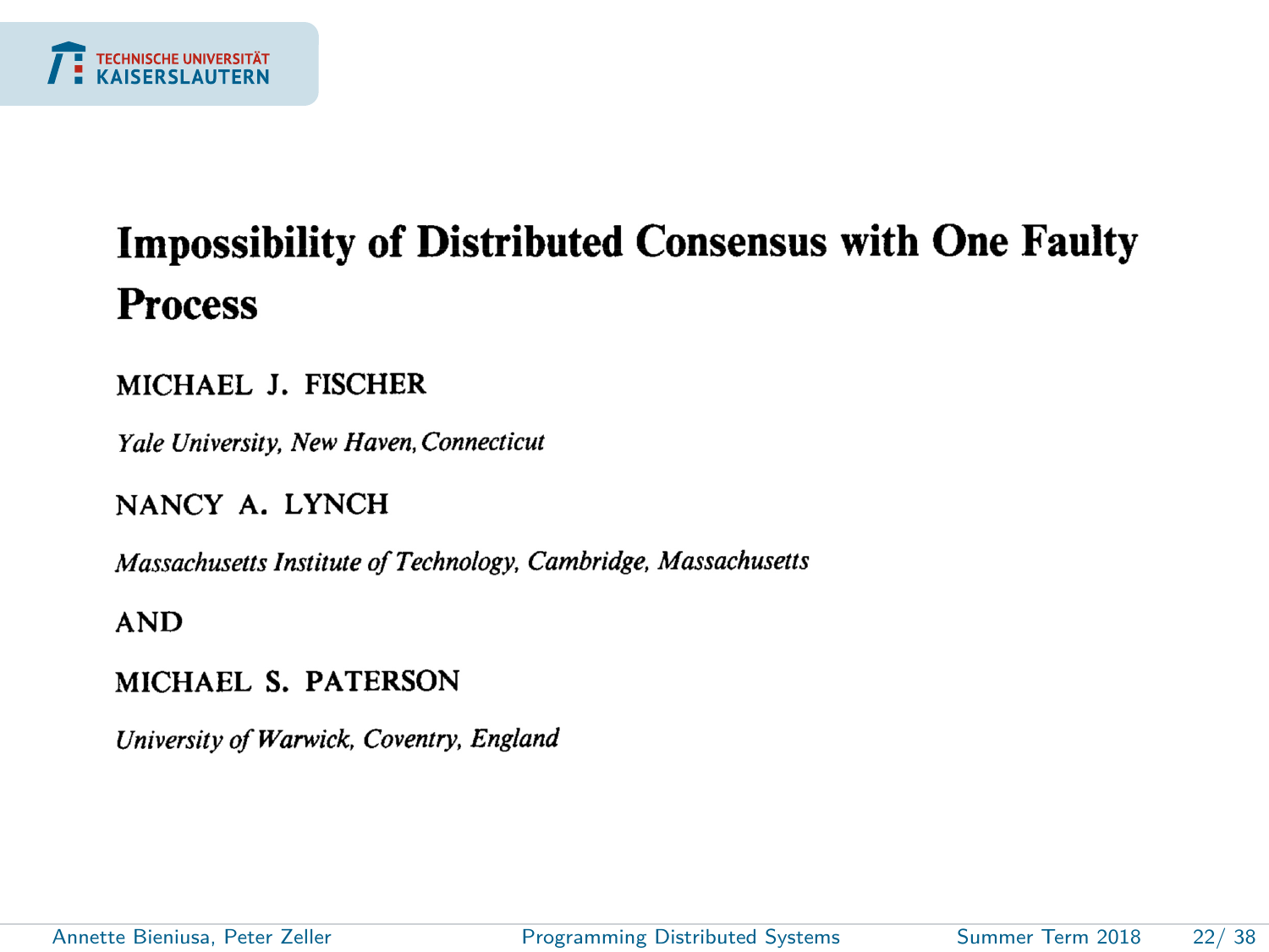# Impossibility of Distributed Consensus with One Faulty Process

MICHAEL J. FISCHER

*Yale University, New Haven, Connecticut*

NANCY A. LYNCH

*Massachusetts Institute of Technology, Cambridge, Massachusetts*

AND

MICHAEL S. PATERSON

*University of Warwick, Coventry, England*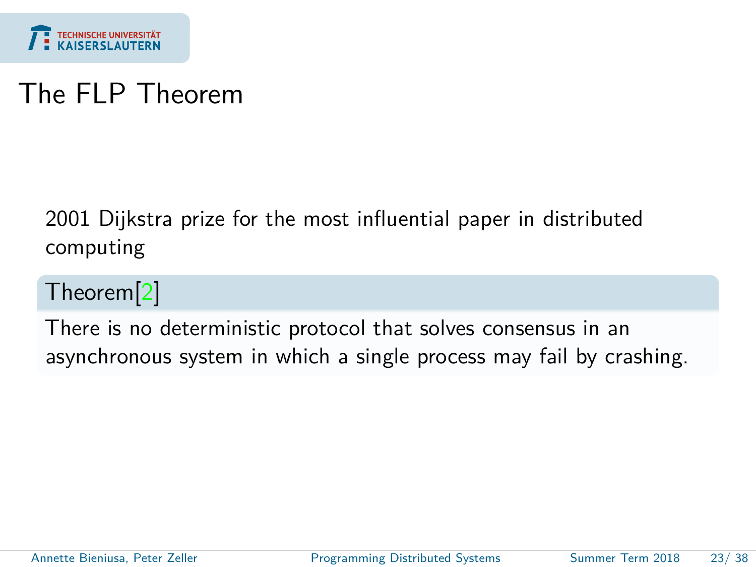# The FLP Theorem

2001 Dijkstra prize for the most influential paper in distributed computing

**Theorem[2]**

There is no deterministic protocol that solves consensus in an asynchronous system in which a single process may fail by crashing.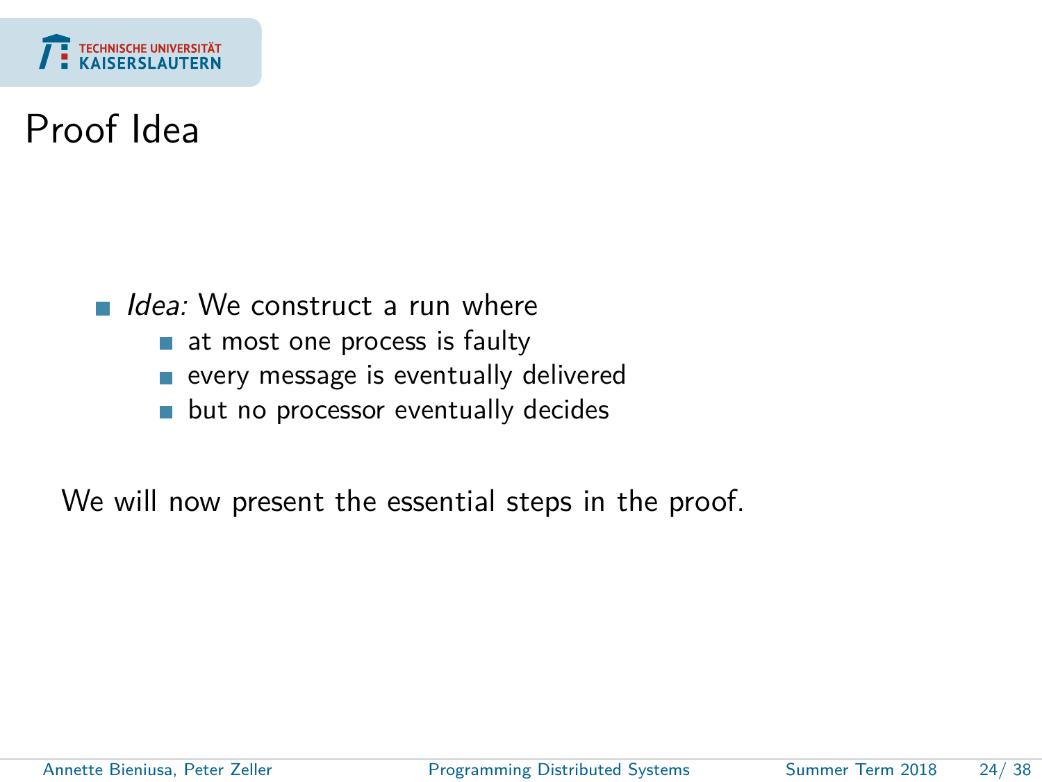# Proof Idea

- *Idea:* We construct a run where
  - at most one process is faulty
  - every message is eventually delivered
  - but no processor eventually decides

We will now present the essential steps in the proof.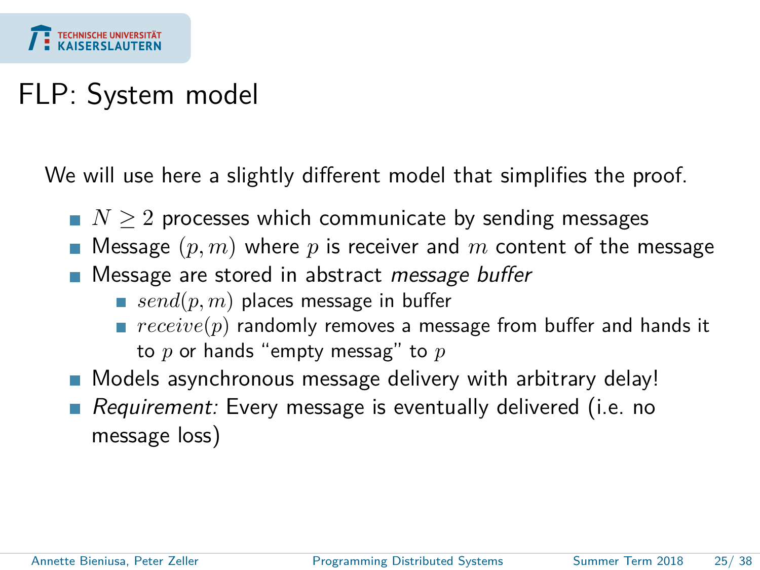# FLP: System model

We will use here a slightly different model that simplifies the proof.

- $N \geq 2$ processes which communicate by sending messages
- Message $(p, m)$ where $p$ is receiver and $m$ content of the message
- Message are stored in abstract *message buffer*
  - $send(p, m)$ places message in buffer
  - $receive(p)$ randomly removes a message from buffer and hands it to $p$ or hands "empty messag" to $p$
- Models asynchronous message delivery with arbitrary delay!
- *Requirement:* Every message is eventually delivered (i.e. no message loss)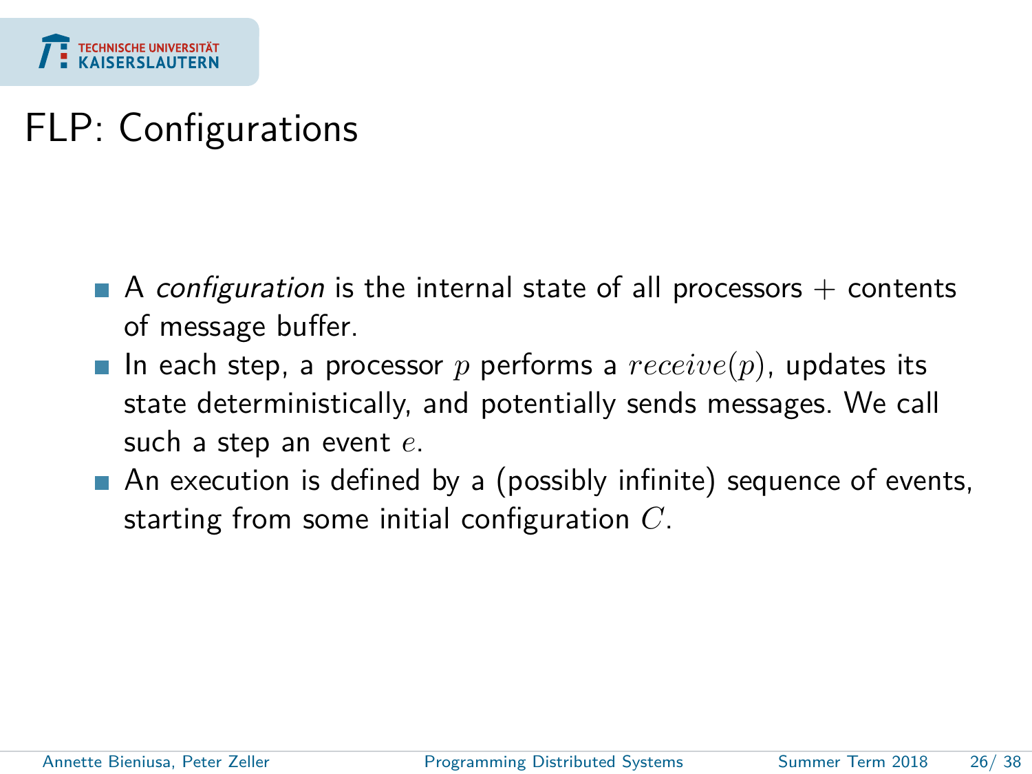# FLP: Configurations

- A *configuration* is the internal state of all processors + contents of message buffer.
- In each step, a processor $p$ performs a $receive(p)$, updates its state deterministically, and potentially sends messages. We call such a step an event $e$.
- An execution is defined by a (possibly infinite) sequence of events, starting from some initial configuration $C$.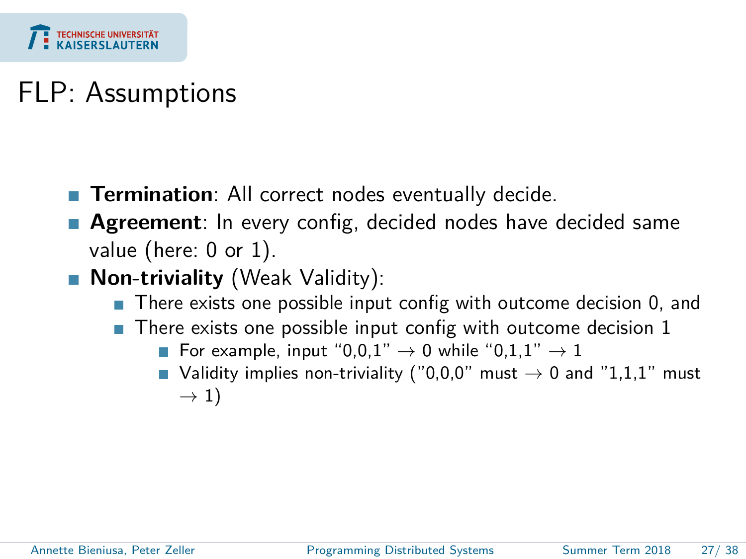# FLP: Assumptions

- **Termination**: All correct nodes eventually decide.
- **Agreement**: In every config, decided nodes have decided same value (here: 0 or 1).
- **Non-triviality** (Weak Validity):
  - There exists one possible input config with outcome decision 0, and
  - There exists one possible input config with outcome decision 1
    - For example, input "0,0,1" $\rightarrow$ 0 while "0,1,1" $\rightarrow$ 1
    - Validity implies non-triviality ("0,0,0" must $\rightarrow$ 0 and "1,1,1" must $\rightarrow$ 1)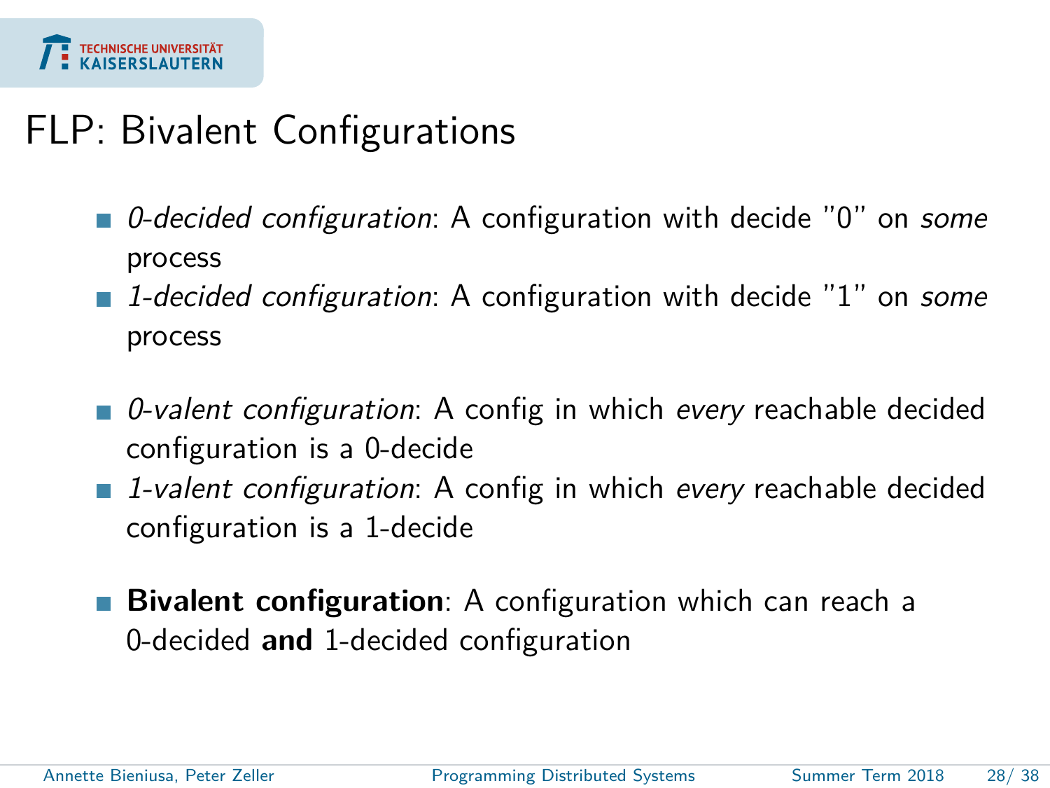# FLP: Bivalent Configurations

- *0-decided configuration*: A configuration with decide "0" on *some* process
- *1-decided configuration*: A configuration with decide "1" on *some* process

- *0-valent configuration*: A config in which *every* reachable decided configuration is a 0-decide
- *1-valent configuration*: A config in which *every* reachable decided configuration is a 1-decide

- **Bivalent configuration**: A configuration which can reach a 0-decided **and** 1-decided configuration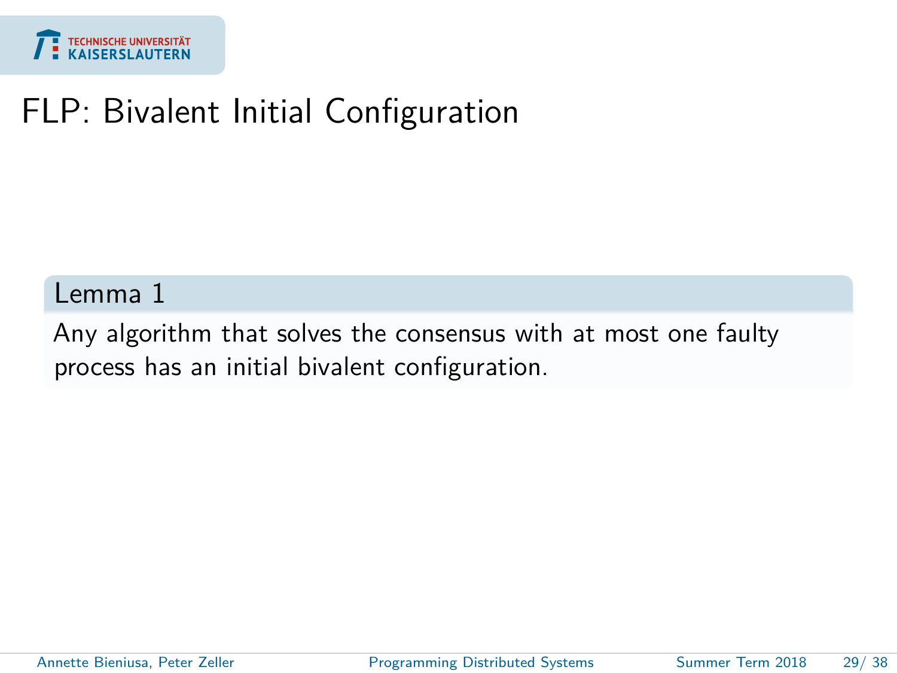# FLP: Bivalent Initial Configuration

**Lemma 1**

Any algorithm that solves the consensus with at most one faulty process has an initial bivalent configuration.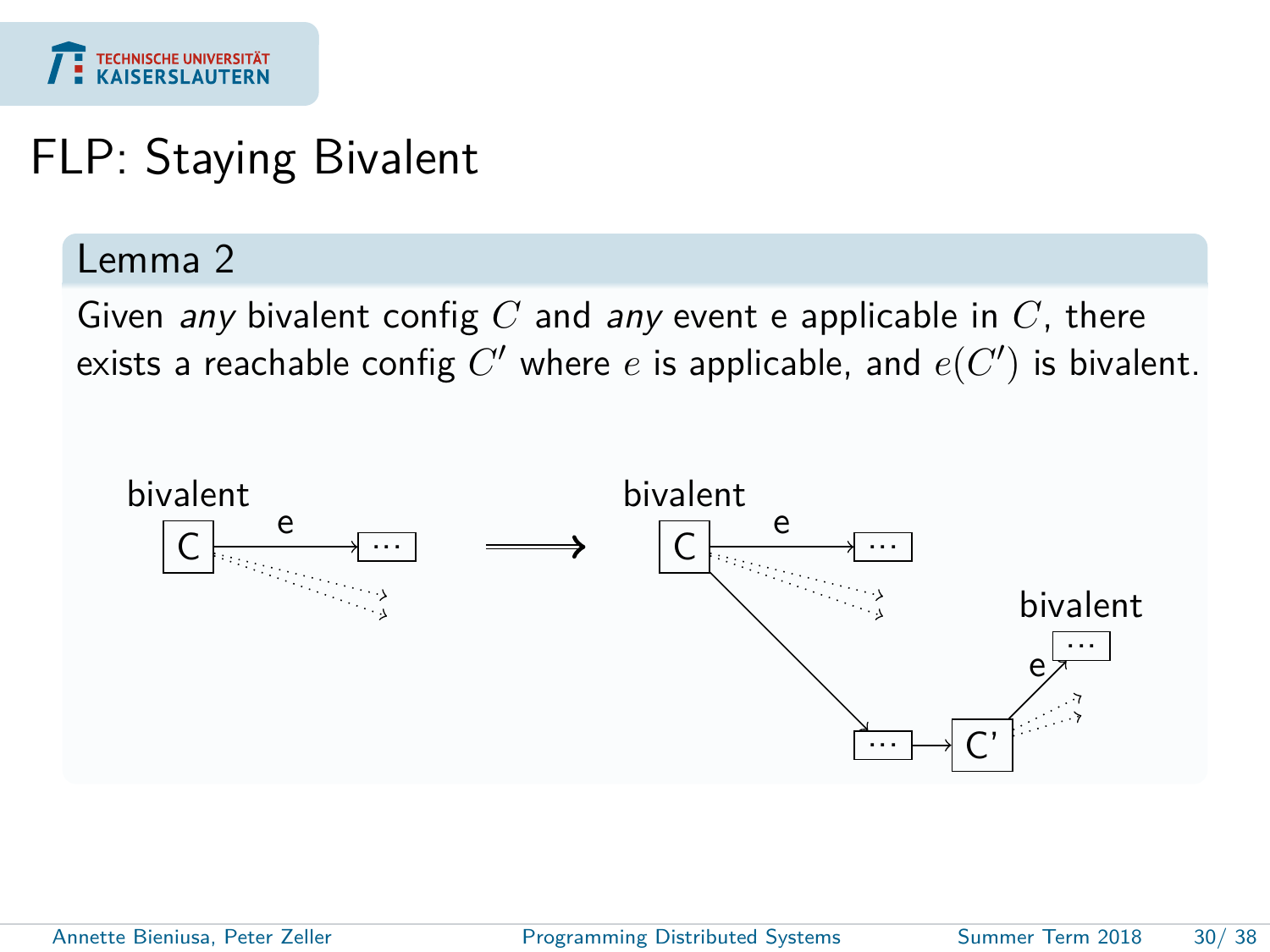# FLP: Staying Bivalent

**Lemma 2**

Given *any* bivalent config $C$ and *any* event e applicable in $C$, there exists a reachable config $C'$ where $e$ is applicable, and $e(C')$ is bivalent.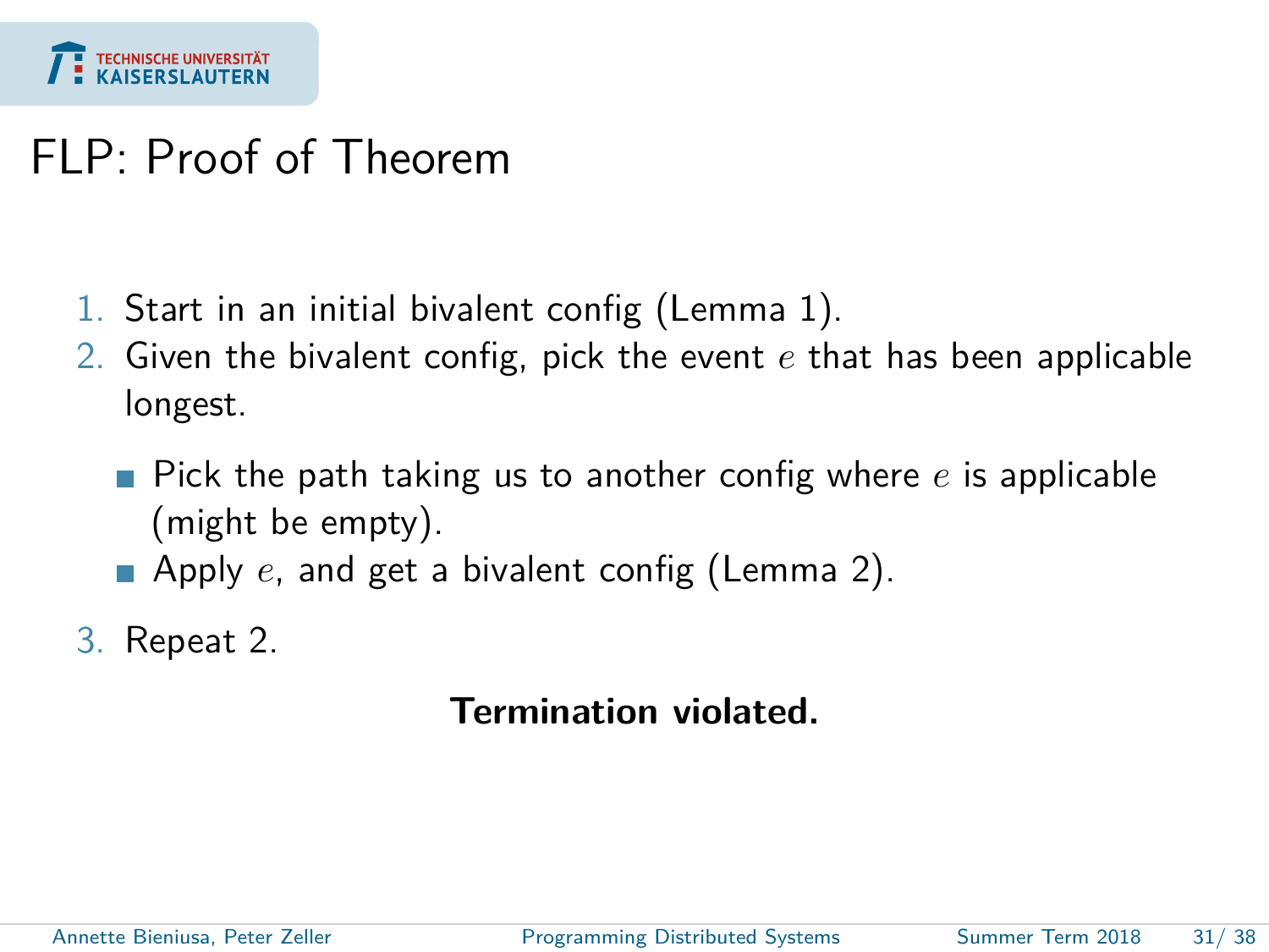# FLP: Proof of Theorem

1. Start in an initial bivalent config (Lemma 1).
2. Given the bivalent config, pick the event $e$ that has been applicable longest.
   - Pick the path taking us to another config where $e$ is applicable (might be empty).
   - Apply $e$, and get a bivalent config (Lemma 2).
3. Repeat 2.

**Termination violated.**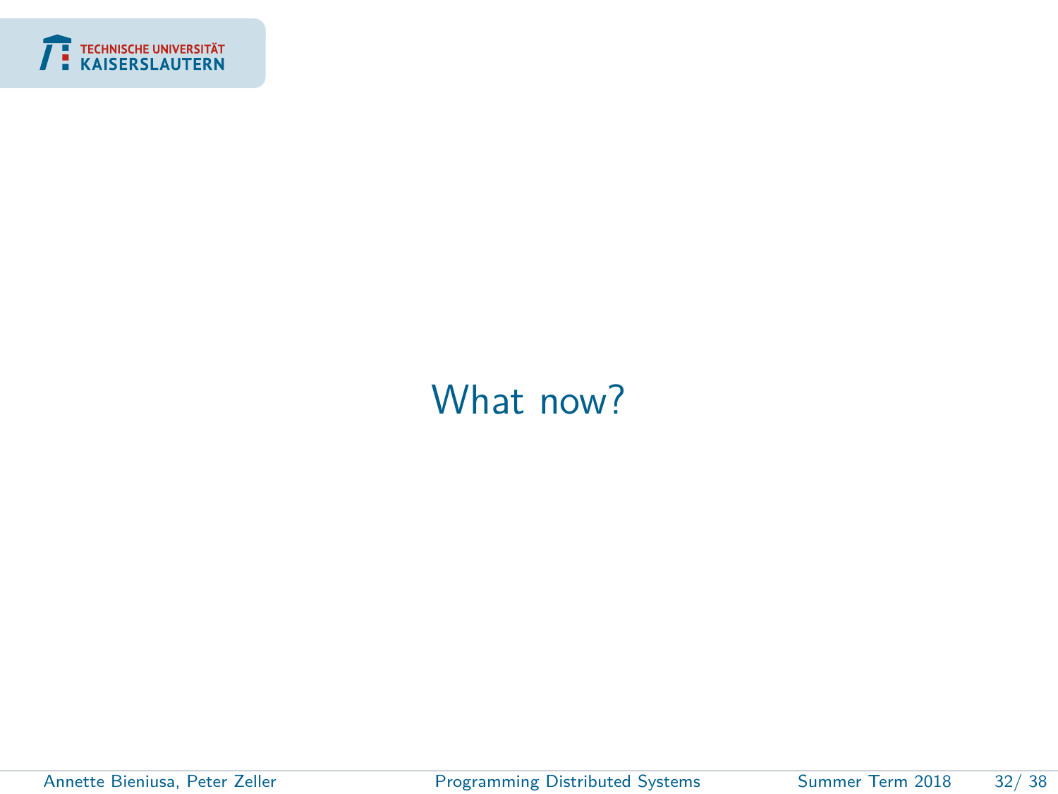# What now?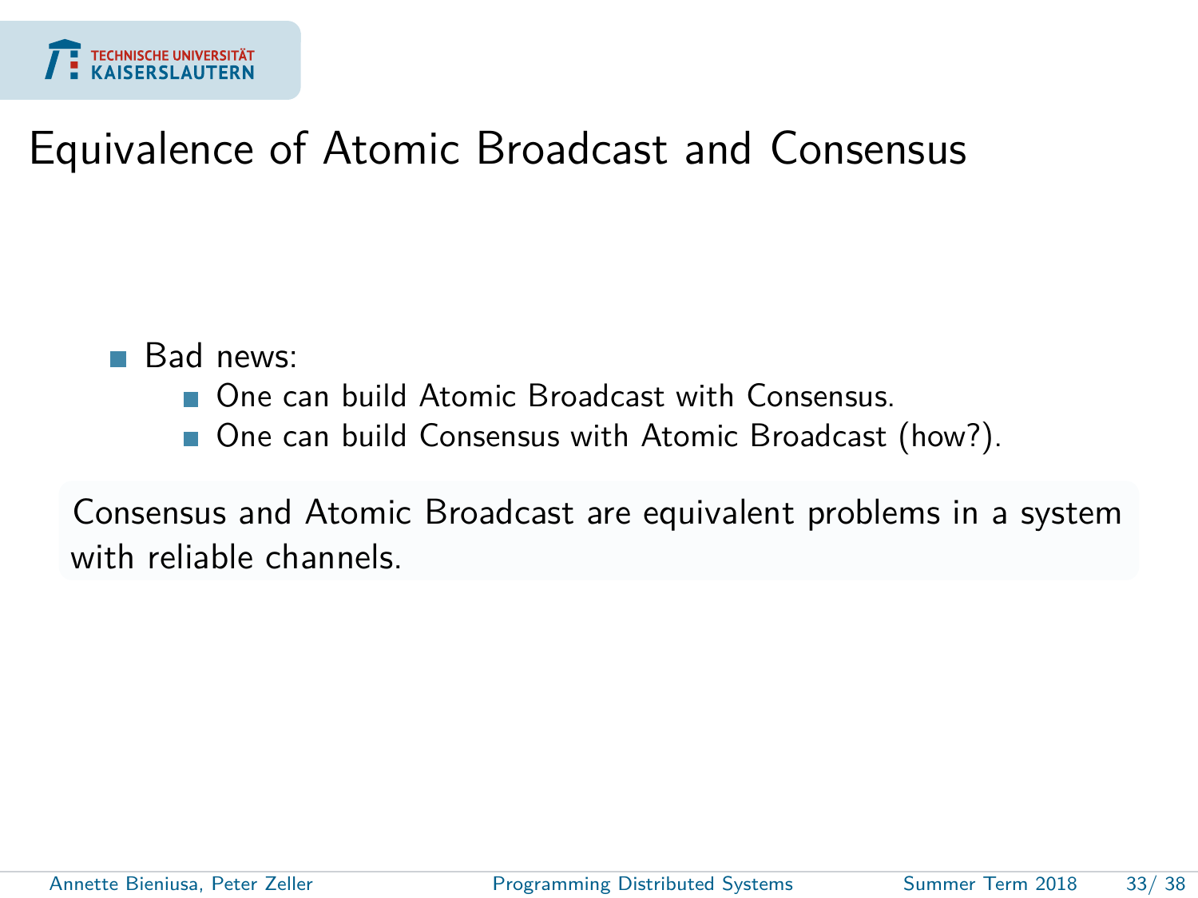# Equivalence of Atomic Broadcast and Consensus

- Bad news:
  - One can build Atomic Broadcast with Consensus.
  - One can build Consensus with Atomic Broadcast (how?).

Consensus and Atomic Broadcast are equivalent problems in a system with reliable channels.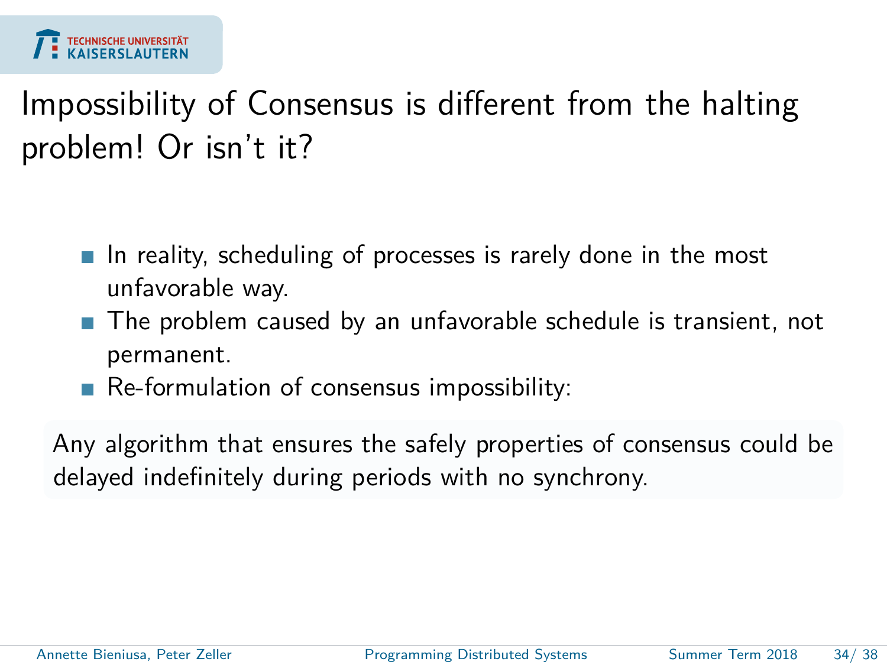# Impossibility of Consensus is different from the halting problem! Or isn't it?

- In reality, scheduling of processes is rarely done in the most unfavorable way.
- The problem caused by an unfavorable schedule is transient, not permanent.
- Re-formulation of consensus impossibility:

Any algorithm that ensures the safely properties of consensus could be delayed indefinitely during periods with no synchrony.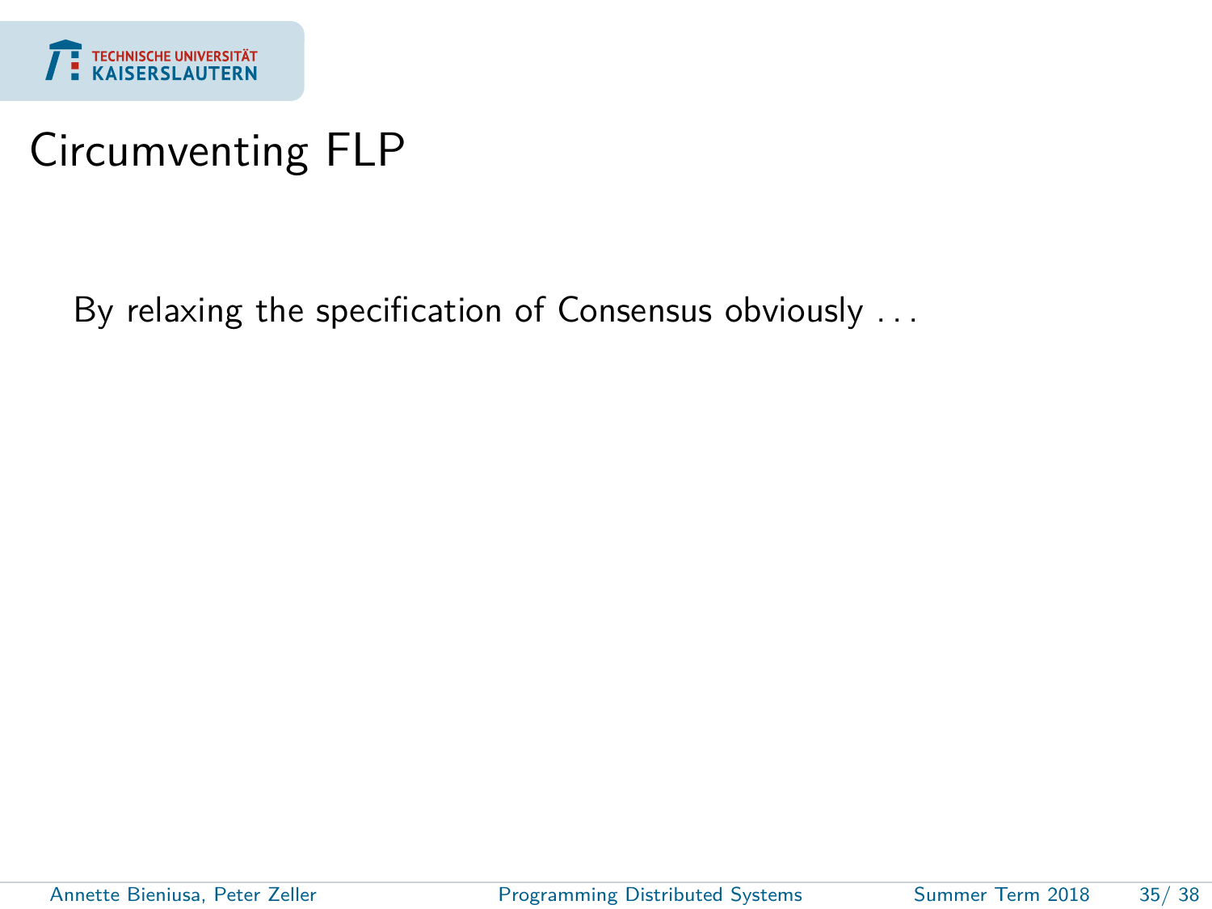# Circumventing FLP

By relaxing the specification of Consensus obviously . . .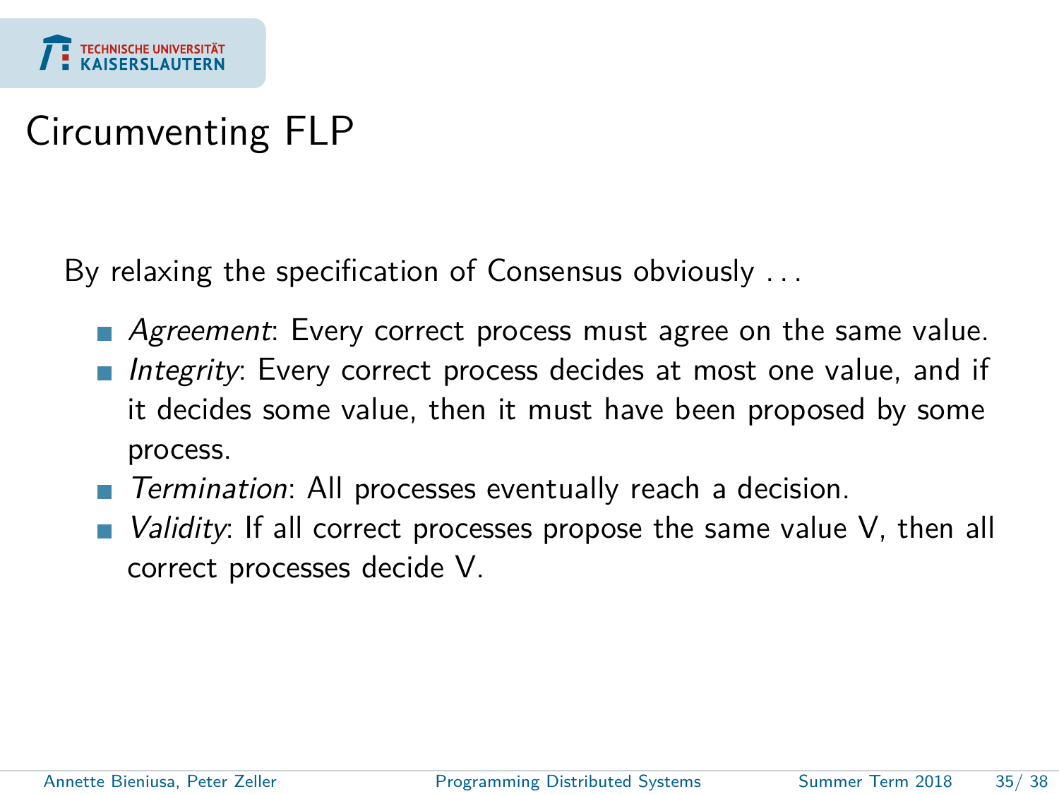# Circumventing FLP

By relaxing the specification of Consensus obviously . . .

- *Agreement*: Every correct process must agree on the same value.
- *Integrity*: Every correct process decides at most one value, and if it decides some value, then it must have been proposed by some process.
- *Termination*: All processes eventually reach a decision.
- *Validity*: If all correct processes propose the same value V, then all correct processes decide V.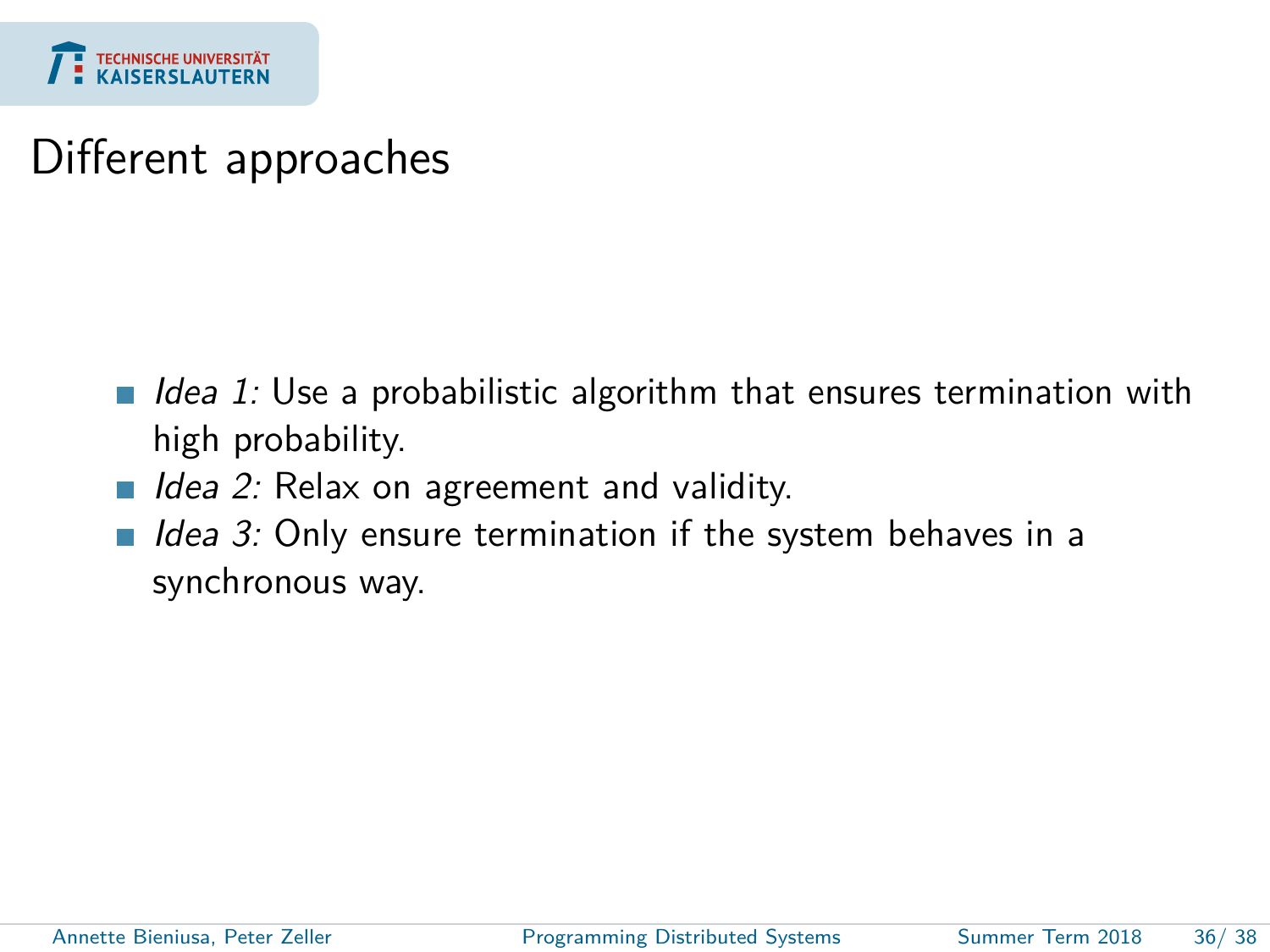# Different approaches

- *Idea 1:* Use a probabilistic algorithm that ensures termination with high probability.
- *Idea 2:* Relax on agreement and validity.
- *Idea 3:* Only ensure termination if the system behaves in a synchronous way.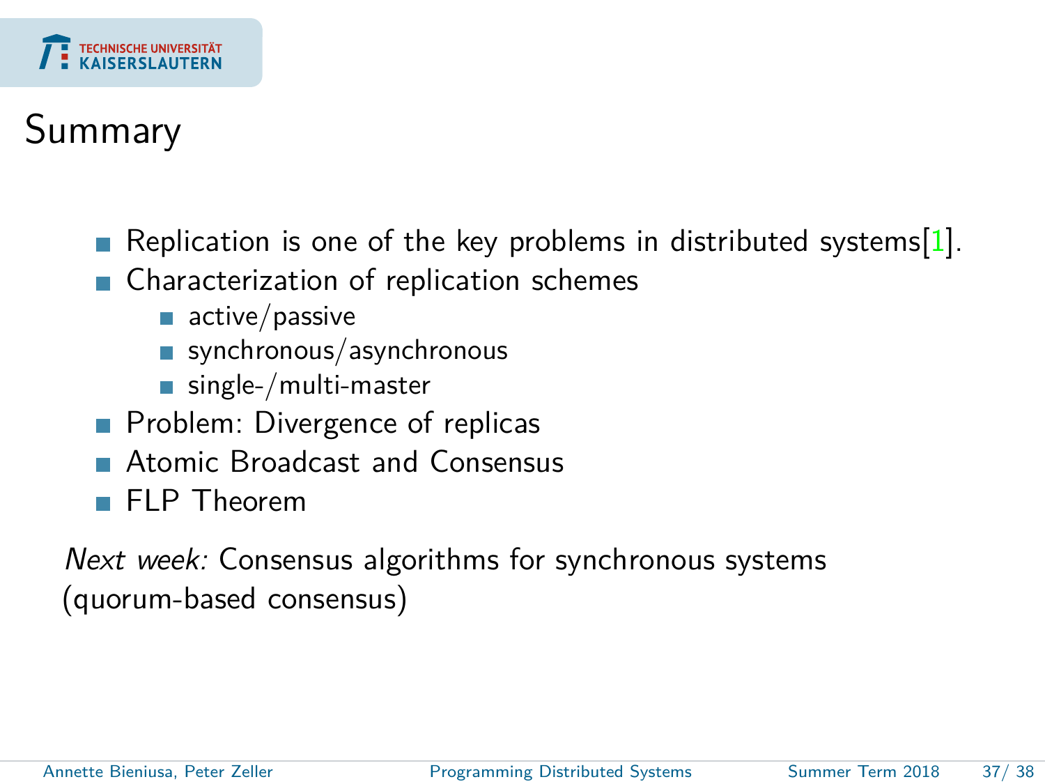# Summary

- Replication is one of the key problems in distributed systems[1].
- Characterization of replication schemes
  - active/passive
  - synchronous/asynchronous
  - single-/multi-master
- Problem: Divergence of replicas
- Atomic Broadcast and Consensus
- FLP Theorem

*Next week:* Consensus algorithms for synchronous systems (quorum-based consensus)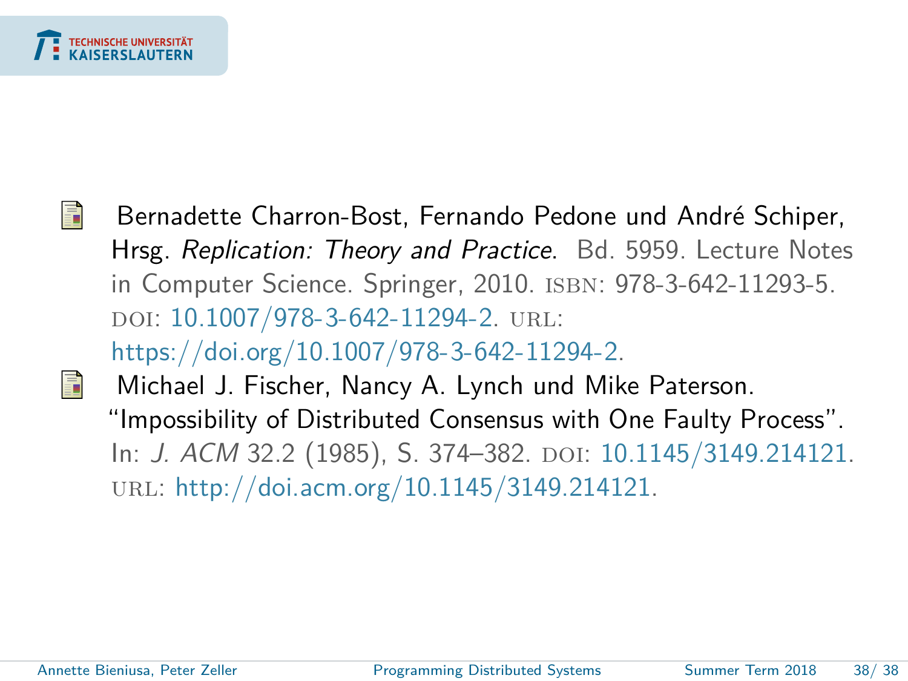- Bernadette Charron-Bost, Fernando Pedone und André Schiper, Hrsg. *Replication: Theory and Practice*. Bd. 5959. Lecture Notes in Computer Science. Springer, 2010. ISBN: 978-3-642-11293-5. DOI: 10.1007/978-3-642-11294-2. URL: https://doi.org/10.1007/978-3-642-11294-2.
- Michael J. Fischer, Nancy A. Lynch und Mike Paterson. "Impossibility of Distributed Consensus with One Faulty Process". In: *J. ACM* 32.2 (1985), S. 374–382. DOI: 10.1145/3149.214121. URL: http://doi.acm.org/10.1145/3149.214121.